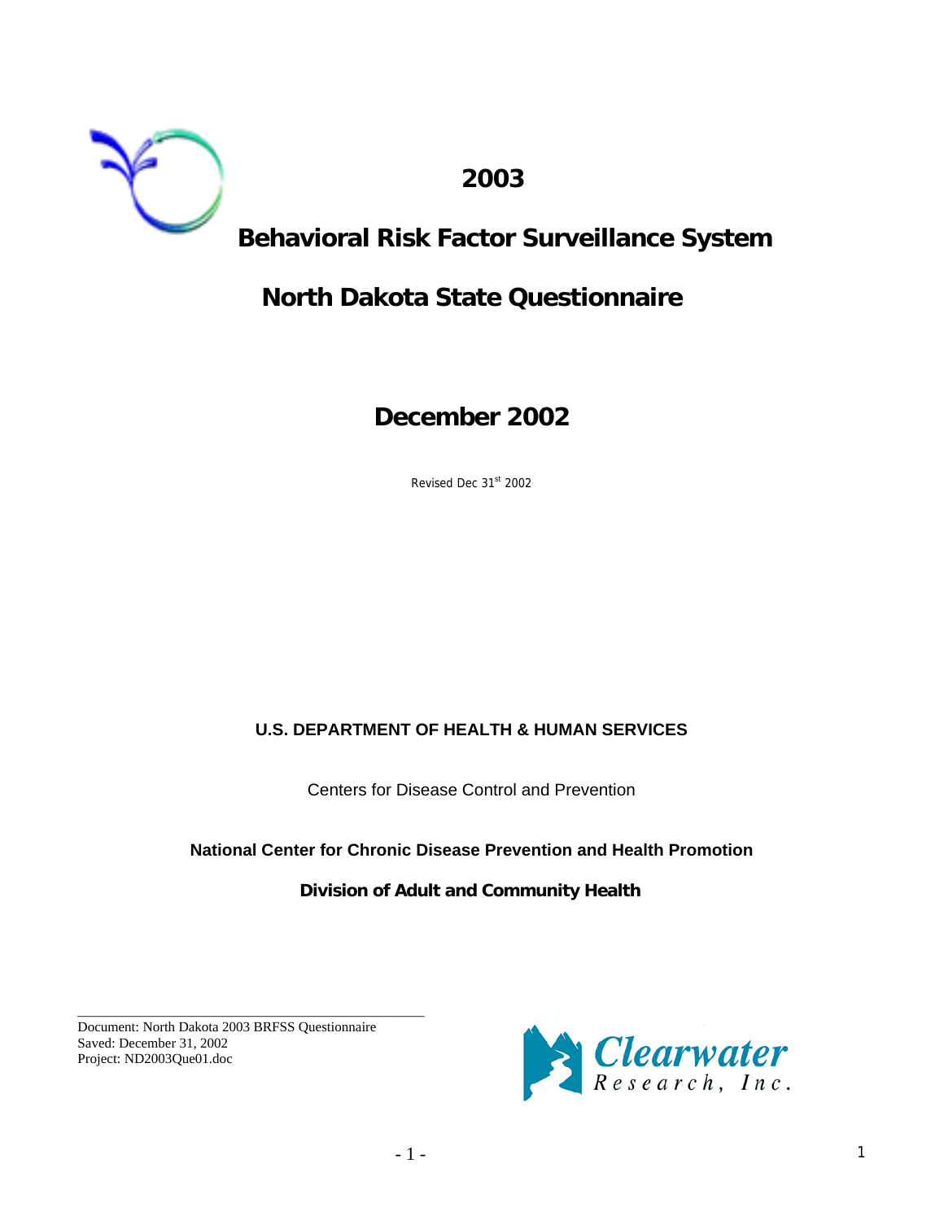# 2003

# Behavioral Risk Factor Surveillance System

# North Dakota State Questionnaire

## December 2002

Revised Dec 31st 2002

**U.S. DEPARTMENT OF HEALTH & HUMAN SERVICES**

Centers for Disease Control and Prevention

**National Center for Chronic Disease Prevention and Health Promotion**

**Division of Adult and Community Health**

Document: North Dakota 2003 BRFSS Questionnaire
Saved: December 31, 2002
Project: ND2003Que01.doc

Clearwater Research, Inc.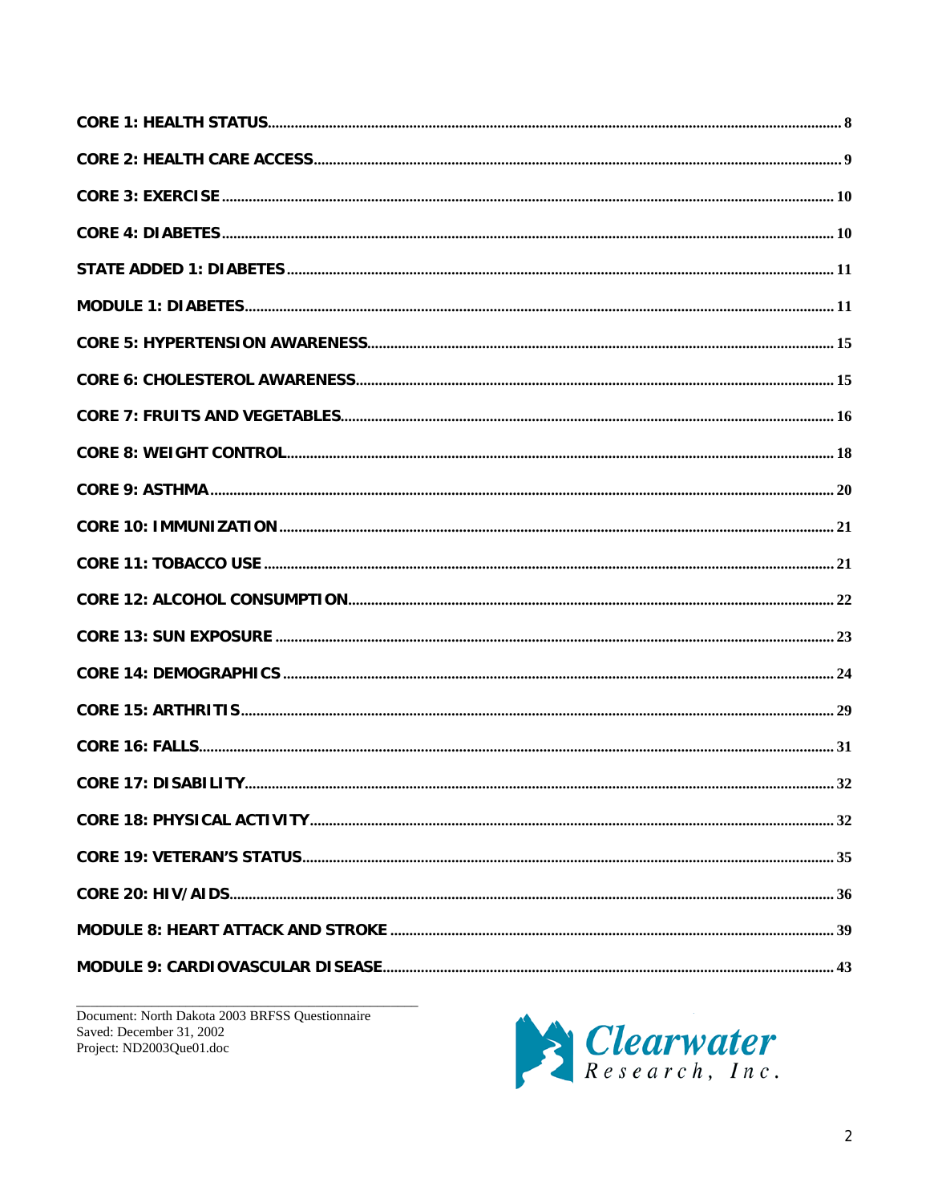CORE 1: HEALTH STATUS........................................................................................................................ 8

CORE 2: HEALTH CARE ACCESS.............................................................................................................. 9

CORE 3: EXERCISE ................................................................................................................................. 10

CORE 4: DIABETES................................................................................................................................. 10

STATE ADDED 1: DIABETES ................................................................................................................... 11

MODULE 1: DIABETES............................................................................................................................ 11

CORE 5: HYPERTENSION AWARENESS.................................................................................................. 15

CORE 6: CHOLESTEROL AWARENESS.................................................................................................... 15

CORE 7: FRUITS AND VEGETABLES........................................................................................................ 16

CORE 8: WEIGHT CONTROL.................................................................................................................... 18

CORE 9: ASTHMA ................................................................................................................................... 20

CORE 10: IMMUNIZATION ...................................................................................................................... 21

CORE 11: TOBACCO USE ........................................................................................................................ 21

CORE 12: ALCOHOL CONSUMPTION...................................................................................................... 22

CORE 13: SUN EXPOSURE ..................................................................................................................... 23

CORE 14: DEMOGRAPHICS .................................................................................................................... 24

CORE 15: ARTHRITIS.............................................................................................................................. 29

CORE 16: FALLS...................................................................................................................................... 31

CORE 17: DISABILITY............................................................................................................................. 32

CORE 18: PHYSICAL ACTIVITY............................................................................................................... 32

CORE 19: VETERAN'S STATUS................................................................................................................ 35

CORE 20: HIV/AIDS................................................................................................................................ 36

MODULE 8: HEART ATTACK AND STROKE ............................................................................................ 39

MODULE 9: CARDIOVASCULAR DISEASE.............................................................................................. 43

Document: North Dakota 2003 BRFSS Questionnaire
Saved: December 31, 2002
Project: ND2003Que01.doc

Clearwater Research, Inc.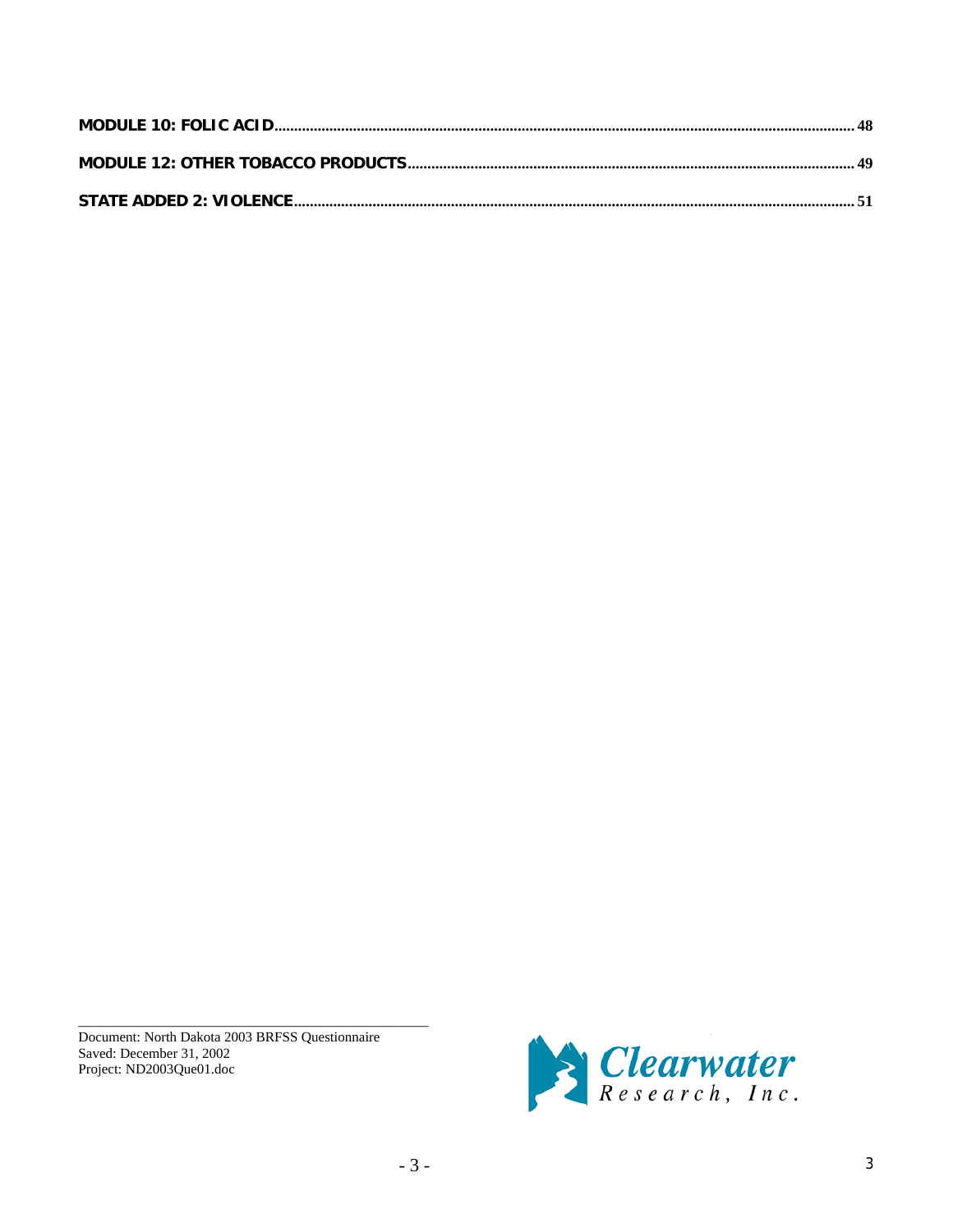**MODULE 10: FOLIC ACID** ........................................................................................................ 48

**MODULE 12: OTHER TOBACCO PRODUCTS** ................................................................................ 49

**STATE ADDED 2: VIOLENCE** .................................................................................................... 51

Document: North Dakota 2003 BRFSS Questionnaire
Saved: December 31, 2002
Project: ND2003Que01.doc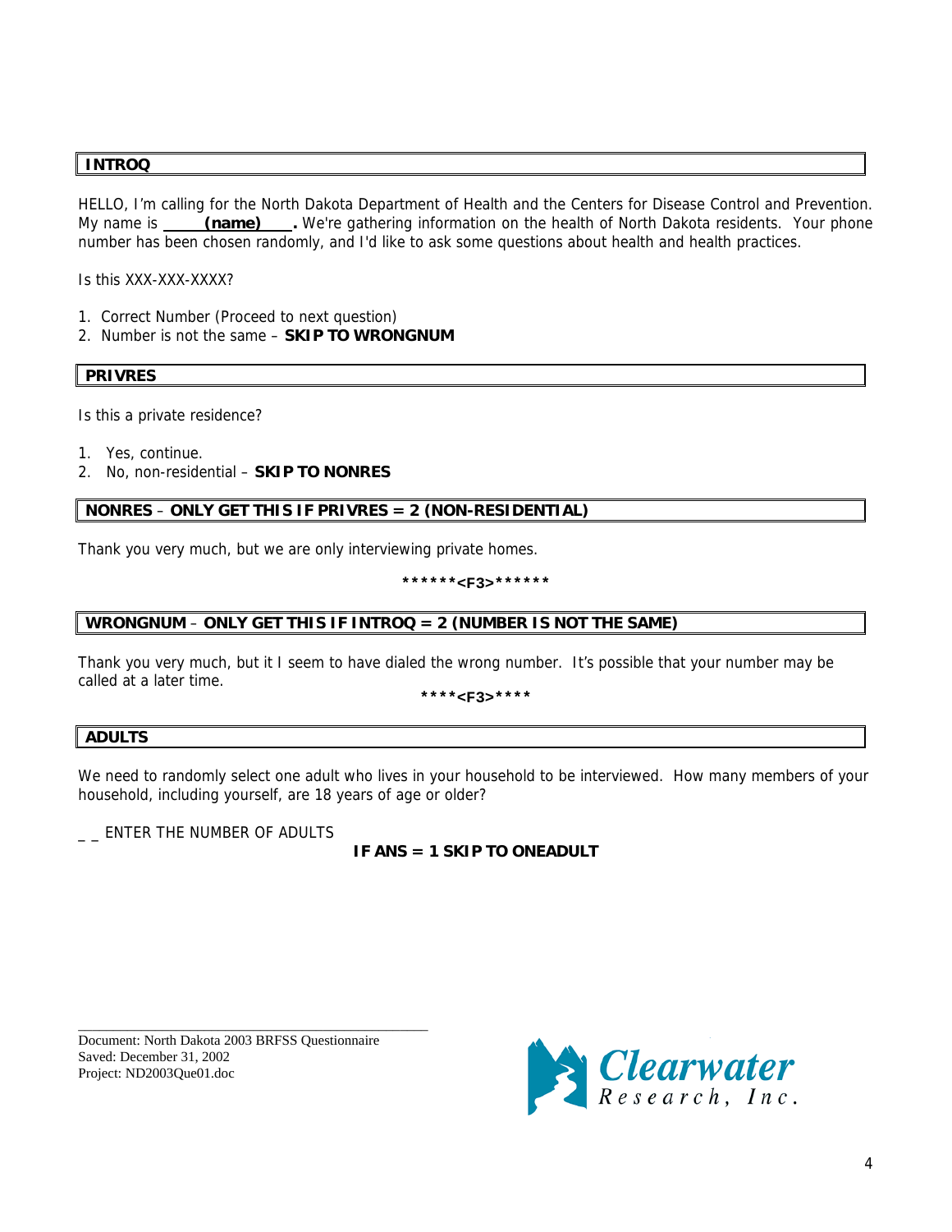**INTROQ**

HELLO, I'm calling for the North Dakota Department of Health and the Centers for Disease Control and Prevention. My name is \_\_\_\_**(name)**\_\_\_\_. We're gathering information on the health of North Dakota residents. Your phone number has been chosen randomly, and I'd like to ask some questions about health and health practices.

Is this XXX-XXX-XXXX?

1. Correct Number (Proceed to next question)
2. Number is not the same – **SKIP TO WRONGNUM**

**PRIVRES**

Is this a private residence?

1. Yes, continue.
2. No, non-residential – **SKIP TO NONRES**

**NONRES** – **ONLY GET THIS IF PRIVRES = 2 (NON-RESIDENTIAL)**

Thank you very much, but we are only interviewing private homes.

**\*\*\*\*\*\*<F3>\*\*\*\*\*\***

**WRONGNUM** – **ONLY GET THIS IF INTROQ = 2 (NUMBER IS NOT THE SAME)**

Thank you very much, but it I seem to have dialed the wrong number. It's possible that your number may be called at a later time.

**\*\*\*\*<F3>\*\*\*\***

**ADULTS**

We need to randomly select one adult who lives in your household to be interviewed. How many members of your household, including yourself, are 18 years of age or older?

_ _ ENTER THE NUMBER OF ADULTS

**IF ANS = 1 SKIP TO ONEADULT**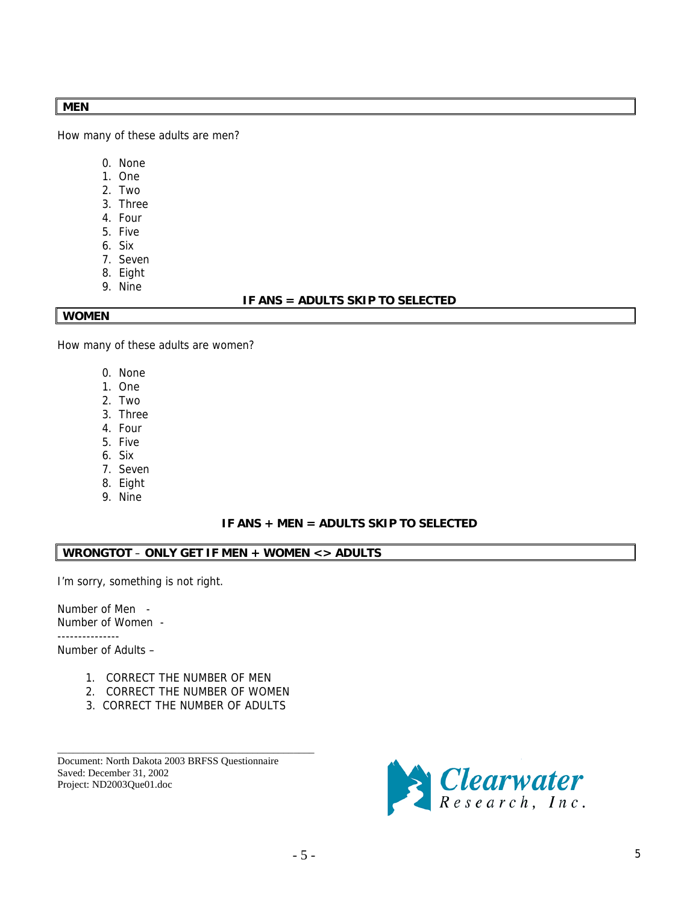**MEN**

How many of these adults are men?

0. None
1. One
2. Two
3. Three
4. Four
5. Five
6. Six
7. Seven
8. Eight
9. Nine

**IF ANS = ADULTS SKIP TO SELECTED**

**WOMEN**

How many of these adults are women?

0. None
1. One
2. Two
3. Three
4. Four
5. Five
6. Six
7. Seven
8. Eight
9. Nine

**IF ANS + MEN = ADULTS SKIP TO SELECTED**

**WRONGTOT** – **ONLY GET IF MEN + WOMEN <> ADULTS**

I'm sorry, something is not right.

Number of Men -
Number of Women -
---------------
Number of Adults –

1. CORRECT THE NUMBER OF MEN
2. CORRECT THE NUMBER OF WOMEN
3. CORRECT THE NUMBER OF ADULTS

Document: North Dakota 2003 BRFSS Questionnaire
Saved: December 31, 2002
Project: ND2003Que01.doc

Clearwater Research, Inc.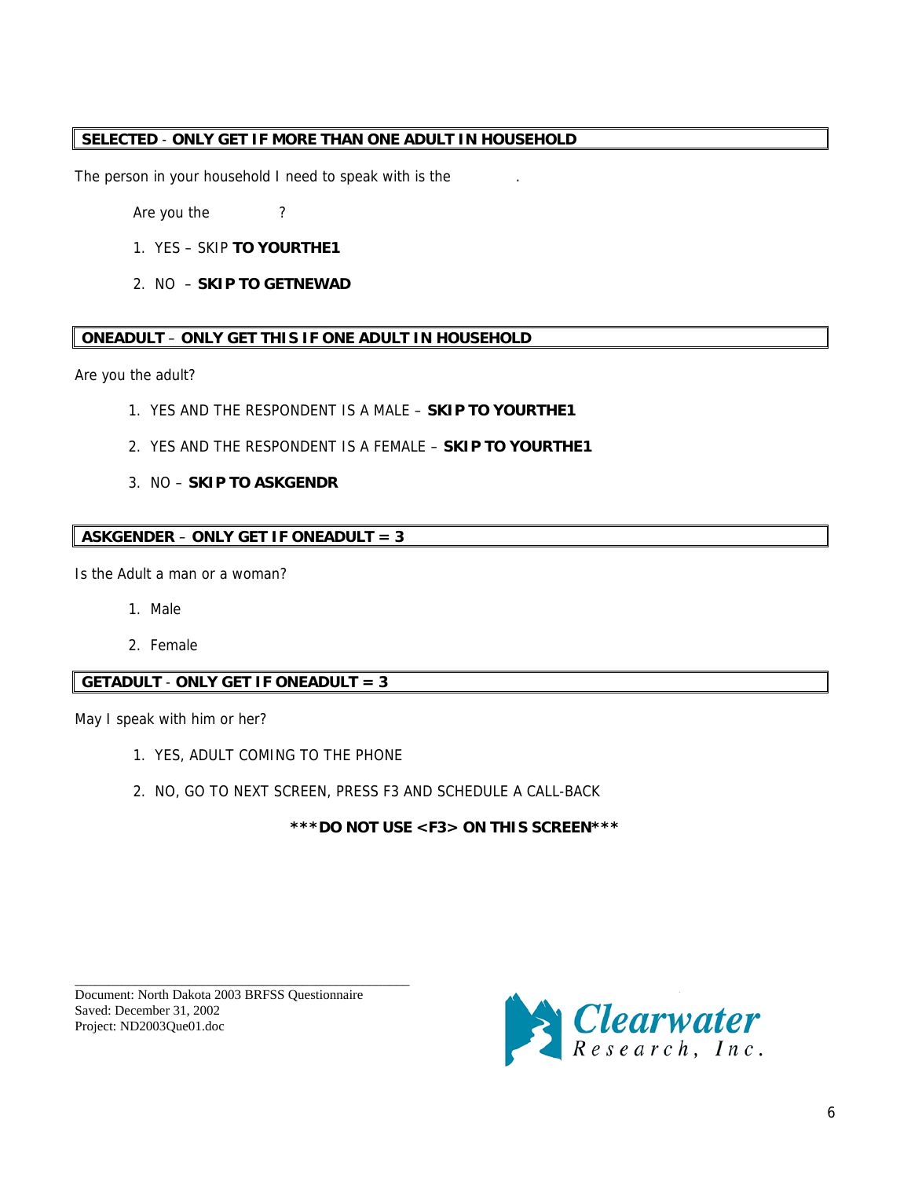**SELECTED - ONLY GET IF MORE THAN ONE ADULT IN HOUSEHOLD**

The person in your household I need to speak with is the .

Are you the ?

1. YES – SKIP **TO YOURTHE1**
2. NO – **SKIP TO GETNEWAD**

**ONEADULT – ONLY GET THIS IF ONE ADULT IN HOUSEHOLD**

Are you the adult?

1. YES AND THE RESPONDENT IS A MALE – **SKIP TO YOURTHE1**
2. YES AND THE RESPONDENT IS A FEMALE – **SKIP TO YOURTHE1**
3. NO – **SKIP TO ASKGENDR**

**ASKGENDER – ONLY GET IF ONEADULT = 3**

Is the Adult a man or a woman?

1. Male
2. Female

**GETADULT - ONLY GET IF ONEADULT = 3**

May I speak with him or her?

1. YES, ADULT COMING TO THE PHONE
2. NO, GO TO NEXT SCREEN, PRESS F3 AND SCHEDULE A CALL-BACK

**\*\*\*DO NOT USE <F3> ON THIS SCREEN\*\*\***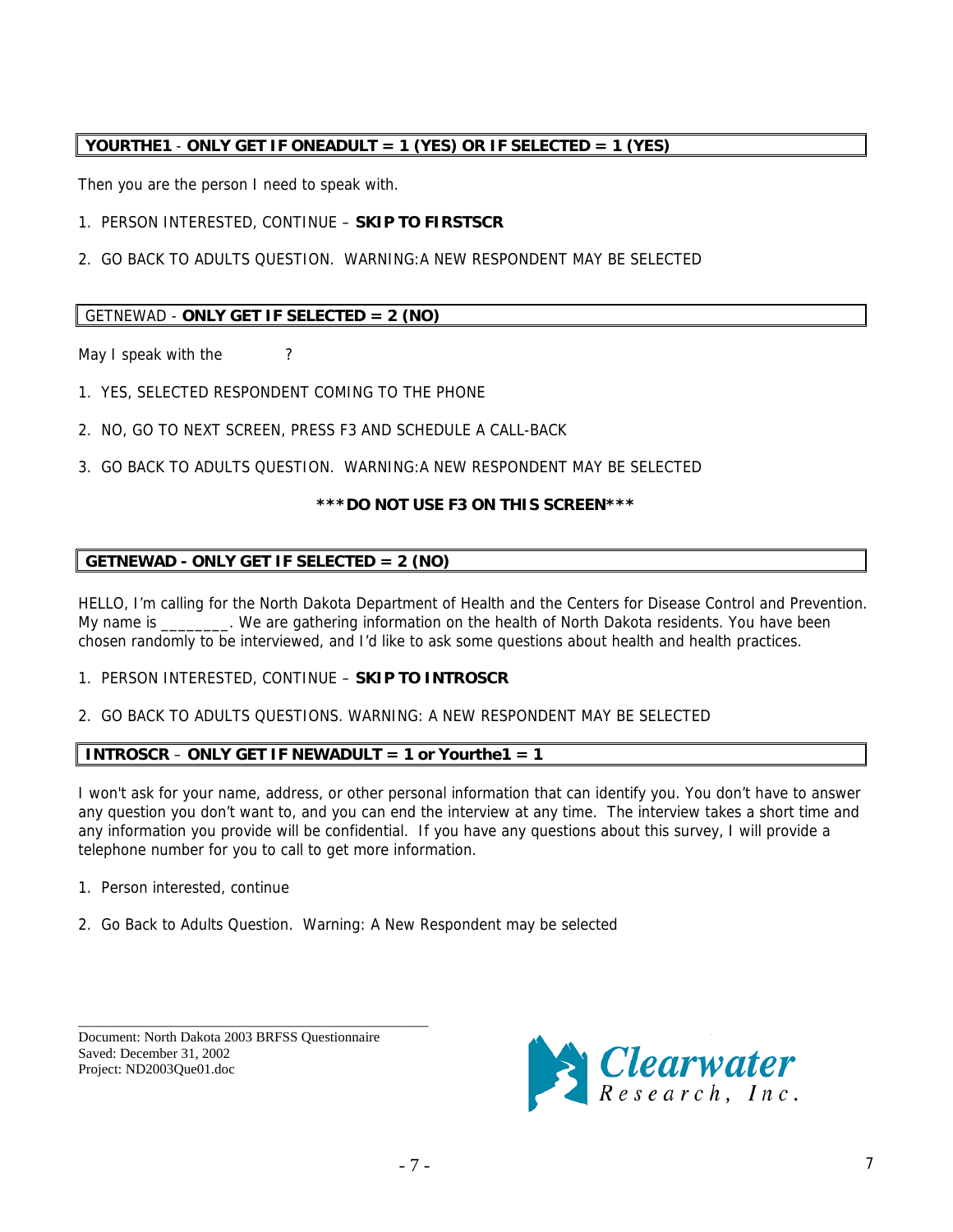**YOURTHE1 - ONLY GET IF ONEADULT = 1 (YES) OR IF SELECTED = 1 (YES)**

Then you are the person I need to speak with.

1. PERSON INTERESTED, CONTINUE – **SKIP TO FIRSTSCR**

2. GO BACK TO ADULTS QUESTION. WARNING:A NEW RESPONDENT MAY BE SELECTED

GETNEWAD - **ONLY GET IF SELECTED = 2 (NO)**

May I speak with the ?

1. YES, SELECTED RESPONDENT COMING TO THE PHONE

2. NO, GO TO NEXT SCREEN, PRESS F3 AND SCHEDULE A CALL-BACK

3. GO BACK TO ADULTS QUESTION. WARNING:A NEW RESPONDENT MAY BE SELECTED

**\*\*\*DO NOT USE F3 ON THIS SCREEN\*\*\***

**GETNEWAD - ONLY GET IF SELECTED = 2 (NO)**

HELLO, I'm calling for the North Dakota Department of Health and the Centers for Disease Control and Prevention. My name is ________. We are gathering information on the health of North Dakota residents. You have been chosen randomly to be interviewed, and I'd like to ask some questions about health and health practices.

1. PERSON INTERESTED, CONTINUE – **SKIP TO INTROSCR**

2. GO BACK TO ADULTS QUESTIONS. WARNING: A NEW RESPONDENT MAY BE SELECTED

**INTROSCR – ONLY GET IF NEWADULT = 1 or Yourthe1 = 1**

I won't ask for your name, address, or other personal information that can identify you. You don't have to answer any question you don't want to, and you can end the interview at any time. The interview takes a short time and any information you provide will be confidential. If you have any questions about this survey, I will provide a telephone number for you to call to get more information.

1. Person interested, continue

2. Go Back to Adults Question. Warning: A New Respondent may be selected

Document: North Dakota 2003 BRFSS Questionnaire
Saved: December 31, 2002
Project: ND2003Que01.doc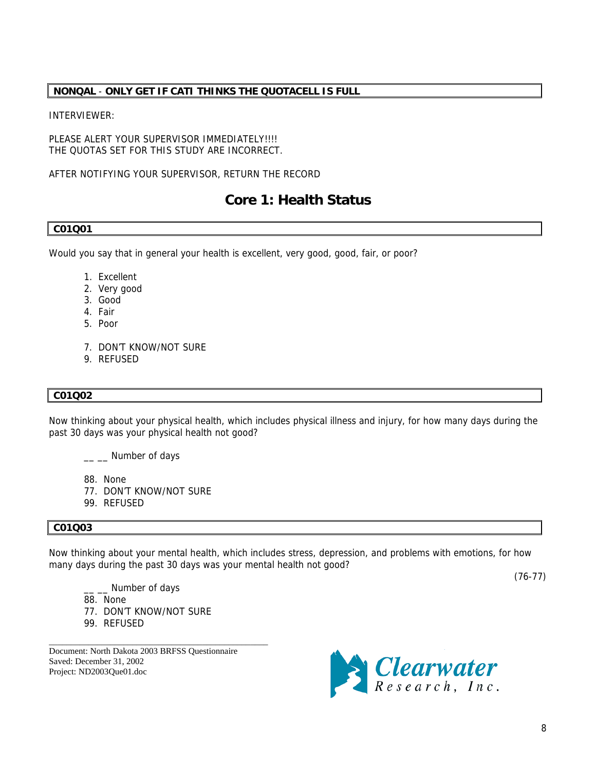**NONQAL - ONLY GET IF CATI THINKS THE QUOTACELL IS FULL**

INTERVIEWER:

PLEASE ALERT YOUR SUPERVISOR IMMEDIATELY!!!!
THE QUOTAS SET FOR THIS STUDY ARE INCORRECT.

AFTER NOTIFYING YOUR SUPERVISOR, RETURN THE RECORD

# Core 1: Health Status

**C01Q01**

Would you say that in general your health is excellent, very good, good, fair, or poor?

1. Excellent
2. Very good
3. Good
4. Fair
5. Poor

7. DON'T KNOW/NOT SURE
9. REFUSED

**C01Q02**

Now thinking about your physical health, which includes physical illness and injury, for how many days during the past 30 days was your physical health not good?

__ __ Number of days

88. None
77. DON'T KNOW/NOT SURE
99. REFUSED

**C01Q03**

Now thinking about your mental health, which includes stress, depression, and problems with emotions, for how many days during the past 30 days was your mental health not good?

(76-77)

__ __ Number of days
88. None
77. DON'T KNOW/NOT SURE
99. REFUSED

Document: North Dakota 2003 BRFSS Questionnaire
Saved: December 31, 2002
Project: ND2003Que01.doc

Clearwater Research, Inc.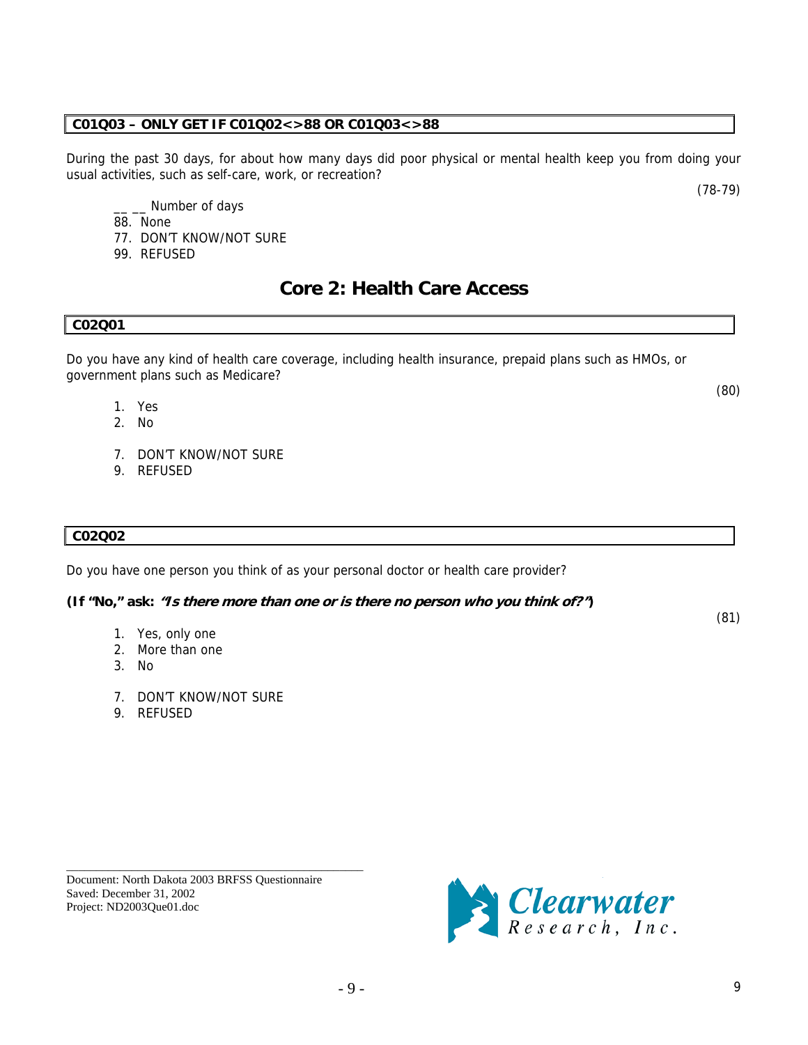**C01Q03 – ONLY GET IF C01Q02<>88 OR C01Q03<>88**

During the past 30 days, for about how many days did poor physical or mental health keep you from doing your usual activities, such as self-care, work, or recreation?

(78-79)

__ __ Number of days
88. None
77. DON'T KNOW/NOT SURE
99. REFUSED

## Core 2: Health Care Access

**C02Q01**

Do you have any kind of health care coverage, including health insurance, prepaid plans such as HMOs, or government plans such as Medicare?

(80)

1. Yes
2. No

7. DON'T KNOW/NOT SURE
9. REFUSED

**C02Q02**

Do you have one person you think of as your personal doctor or health care provider?

**(If "No," ask: *"Is there more than one or is there no person who you think of?"*)**

(81)

1. Yes, only one
2. More than one
3. No

7. DON'T KNOW/NOT SURE
9. REFUSED

Document: North Dakota 2003 BRFSS Questionnaire
Saved: December 31, 2002
Project: ND2003Que01.doc

Clearwater Research, Inc.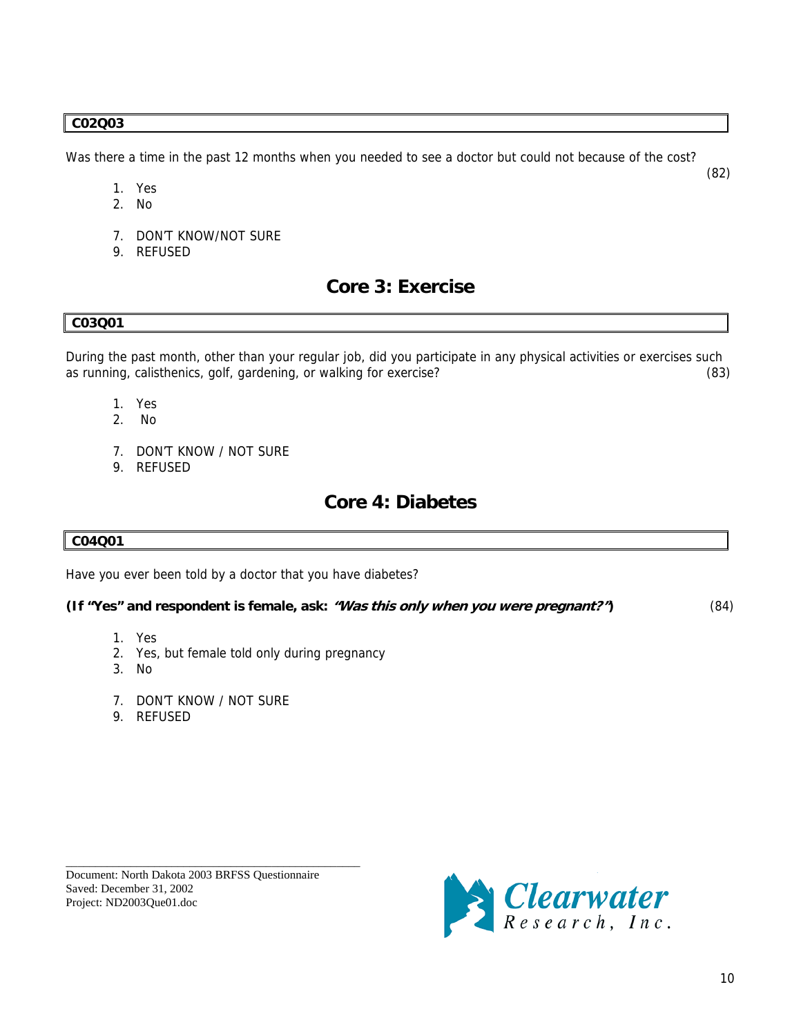**C02Q03**

Was there a time in the past 12 months when you needed to see a doctor but could not because of the cost? (82)

1. Yes
2. No

7. DON'T KNOW/NOT SURE
9. REFUSED

## Core 3: Exercise

**C03Q01**

During the past month, other than your regular job, did you participate in any physical activities or exercises such as running, calisthenics, golf, gardening, or walking for exercise? (83)

1. Yes
2. No

7. DON'T KNOW / NOT SURE
9. REFUSED

## Core 4: Diabetes

**C04Q01**

Have you ever been told by a doctor that you have diabetes?

**(If "Yes" and respondent is female, ask: *"Was this only when you were pregnant?"*)** (84)

1. Yes
2. Yes, but female told only during pregnancy
3. No

7. DON'T KNOW / NOT SURE
9. REFUSED

Document: North Dakota 2003 BRFSS Questionnaire
Saved: December 31, 2002
Project: ND2003Que01.doc

Clearwater Research, Inc.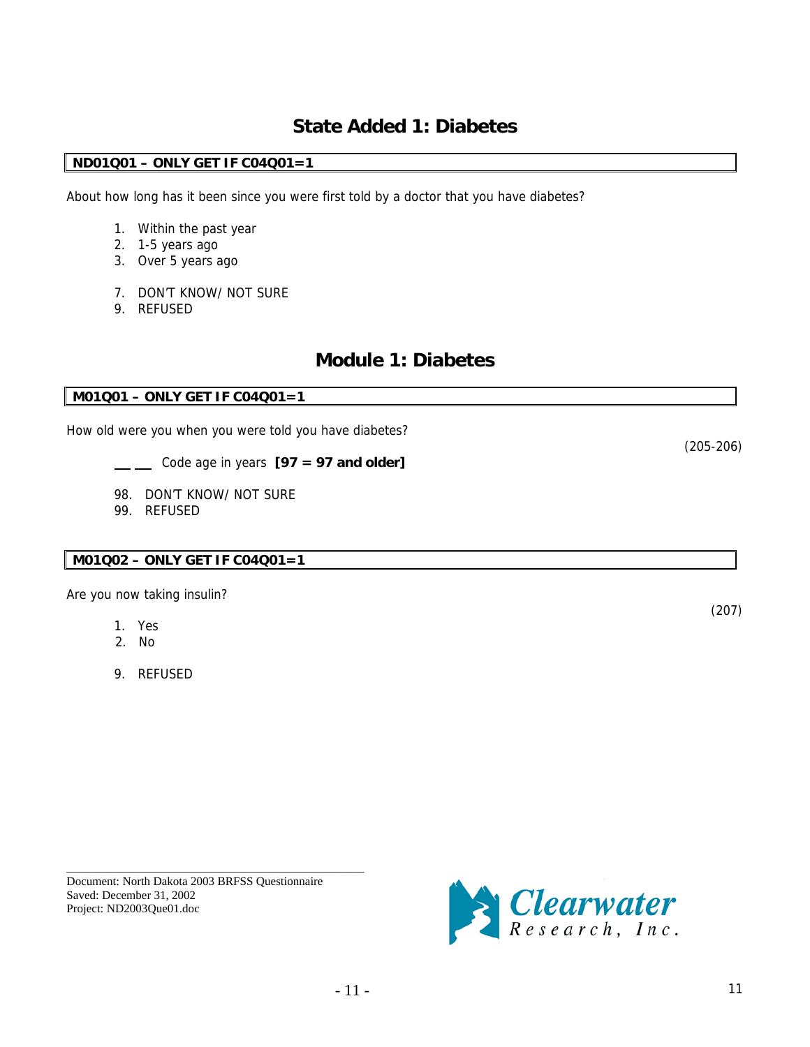# State Added 1: Diabetes

**ND01Q01 – ONLY GET IF C04Q01=1**

About how long has it been since you were first told by a doctor that you have diabetes?

1. Within the past year
2. 1-5 years ago
3. Over 5 years ago

7. DON'T KNOW/ NOT SURE
9. REFUSED

# Module 1: Diabetes

**M01Q01 – ONLY GET IF C04Q01=1**

How old were you when you were told you have diabetes?

(205-206)

__ __ Code age in years **[97 = 97 and older]**

98. DON'T KNOW/ NOT SURE
99. REFUSED

**M01Q02 – ONLY GET IF C04Q01=1**

Are you now taking insulin?

(207)

1. Yes
2. No

9. REFUSED

Document: North Dakota 2003 BRFSS Questionnaire
Saved: December 31, 2002
Project: ND2003Que01.doc

Clearwater Research, Inc.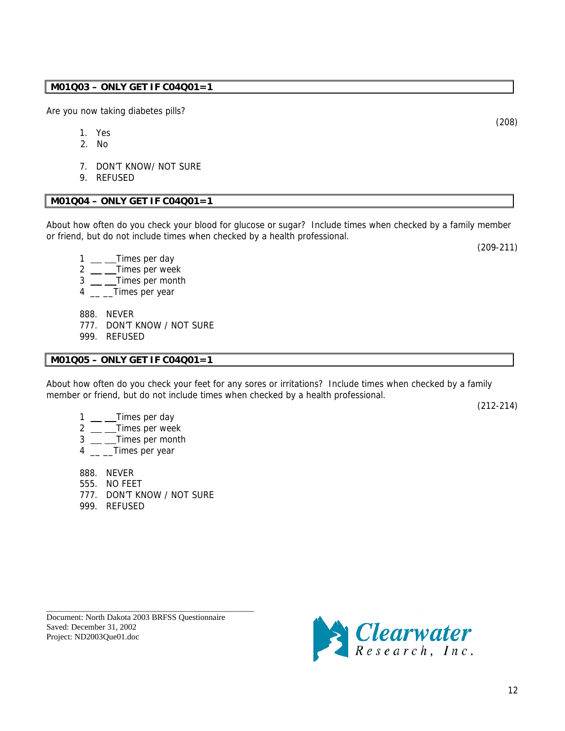**M01Q03 – ONLY GET IF C04Q01=1**

Are you now taking diabetes pills?

(208)

1. Yes
2. No

7. DON'T KNOW/ NOT SURE
9. REFUSED

**M01Q04 – ONLY GET IF C04Q01=1**

About how often do you check your blood for glucose or sugar? Include times when checked by a family member or friend, but do not include times when checked by a health professional.

(209-211)

1 __ __Times per day
2 __ __Times per week
3 __ __Times per month
4 __ __Times per year

888. NEVER
777. DON'T KNOW / NOT SURE
999. REFUSED

**M01Q05 – ONLY GET IF C04Q01=1**

About how often do you check your feet for any sores or irritations? Include times when checked by a family member or friend, but do not include times when checked by a health professional.

(212-214)

1 __ __Times per day
2 __ __Times per week
3 __ __Times per month
4 __ __Times per year

888. NEVER
555. NO FEET
777. DON'T KNOW / NOT SURE
999. REFUSED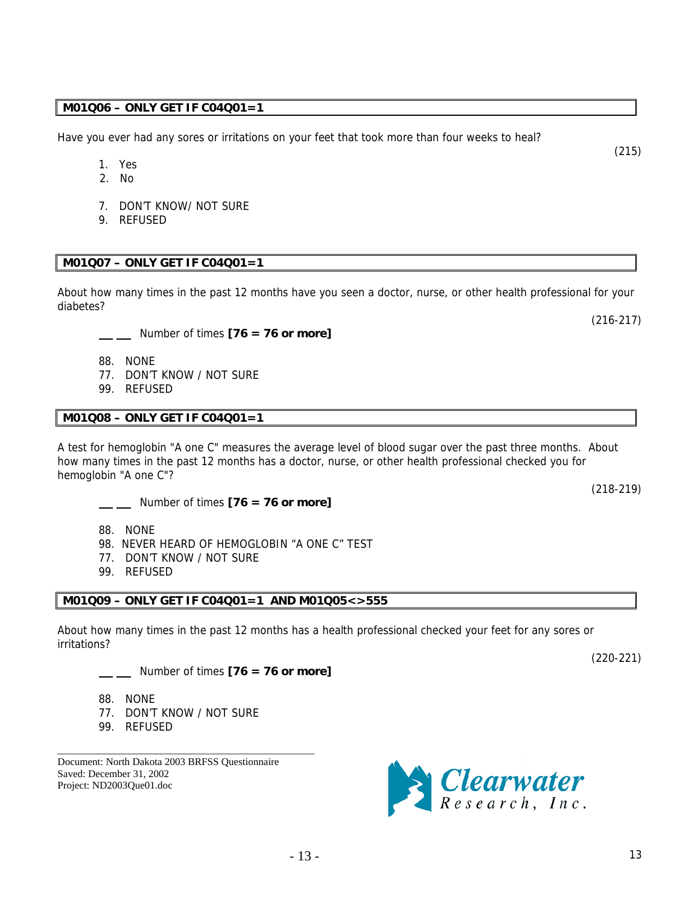**M01Q06 – ONLY GET IF C04Q01=1**

Have you ever had any sores or irritations on your feet that took more than four weeks to heal?

(215)

1. Yes
2. No

7. DON'T KNOW/ NOT SURE
9. REFUSED

**M01Q07 – ONLY GET IF C04Q01=1**

About how many times in the past 12 months have you seen a doctor, nurse, or other health professional for your diabetes?

(216-217)

__ __ Number of times **[76 = 76 or more]**

88. NONE
77. DON'T KNOW / NOT SURE
99. REFUSED

**M01Q08 – ONLY GET IF C04Q01=1**

A test for hemoglobin "A one C" measures the average level of blood sugar over the past three months. About how many times in the past 12 months has a doctor, nurse, or other health professional checked you for hemoglobin "A one C"?

(218-219)

__ __ Number of times **[76 = 76 or more]**

88. NONE
98. NEVER HEARD OF HEMOGLOBIN "A ONE C" TEST
77. DON'T KNOW / NOT SURE
99. REFUSED

**M01Q09 – ONLY GET IF C04Q01=1 AND M01Q05<>555**

About how many times in the past 12 months has a health professional checked your feet for any sores or irritations?

(220-221)

__ __ Number of times **[76 = 76 or more]**

88. NONE
77. DON'T KNOW / NOT SURE
99. REFUSED

Document: North Dakota 2003 BRFSS Questionnaire
Saved: December 31, 2002
Project: ND2003Que01.doc

Clearwater Research, Inc.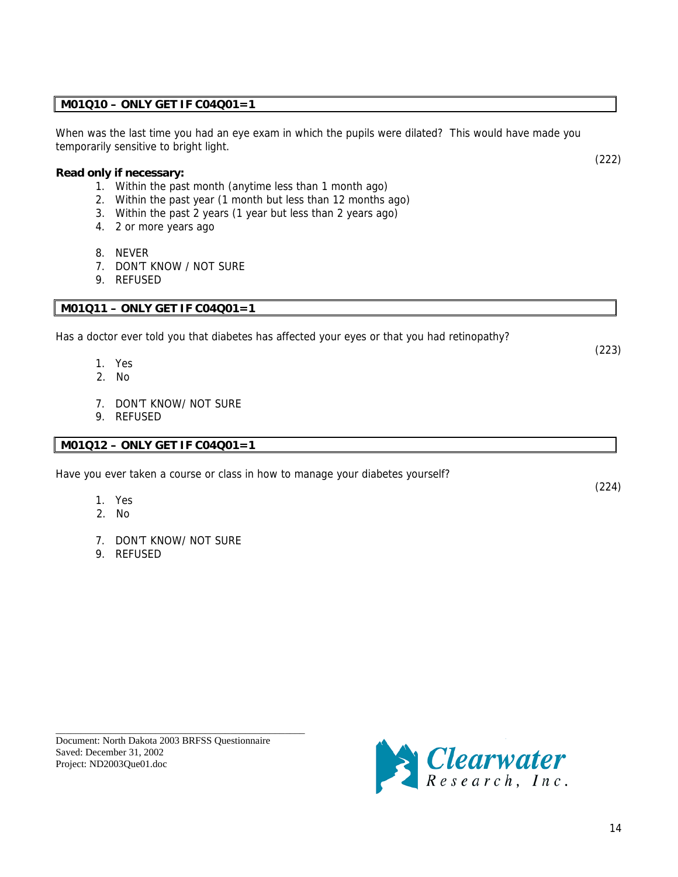**M01Q10 – ONLY GET IF C04Q01=1**

When was the last time you had an eye exam in which the pupils were dilated? This would have made you temporarily sensitive to bright light.

(222)

**Read only if necessary:**

1. Within the past month (anytime less than 1 month ago)
2. Within the past year (1 month but less than 12 months ago)
3. Within the past 2 years (1 year but less than 2 years ago)
4. 2 or more years ago

8. NEVER
7. DON'T KNOW / NOT SURE
9. REFUSED

**M01Q11 – ONLY GET IF C04Q01=1**

Has a doctor ever told you that diabetes has affected your eyes or that you had retinopathy?

(223)

1. Yes
2. No

7. DON'T KNOW/ NOT SURE
9. REFUSED

**M01Q12 – ONLY GET IF C04Q01=1**

Have you ever taken a course or class in how to manage your diabetes yourself?

(224)

1. Yes
2. No

7. DON'T KNOW/ NOT SURE
9. REFUSED

Document: North Dakota 2003 BRFSS Questionnaire
Saved: December 31, 2002
Project: ND2003Que01.doc

Clearwater Research, Inc.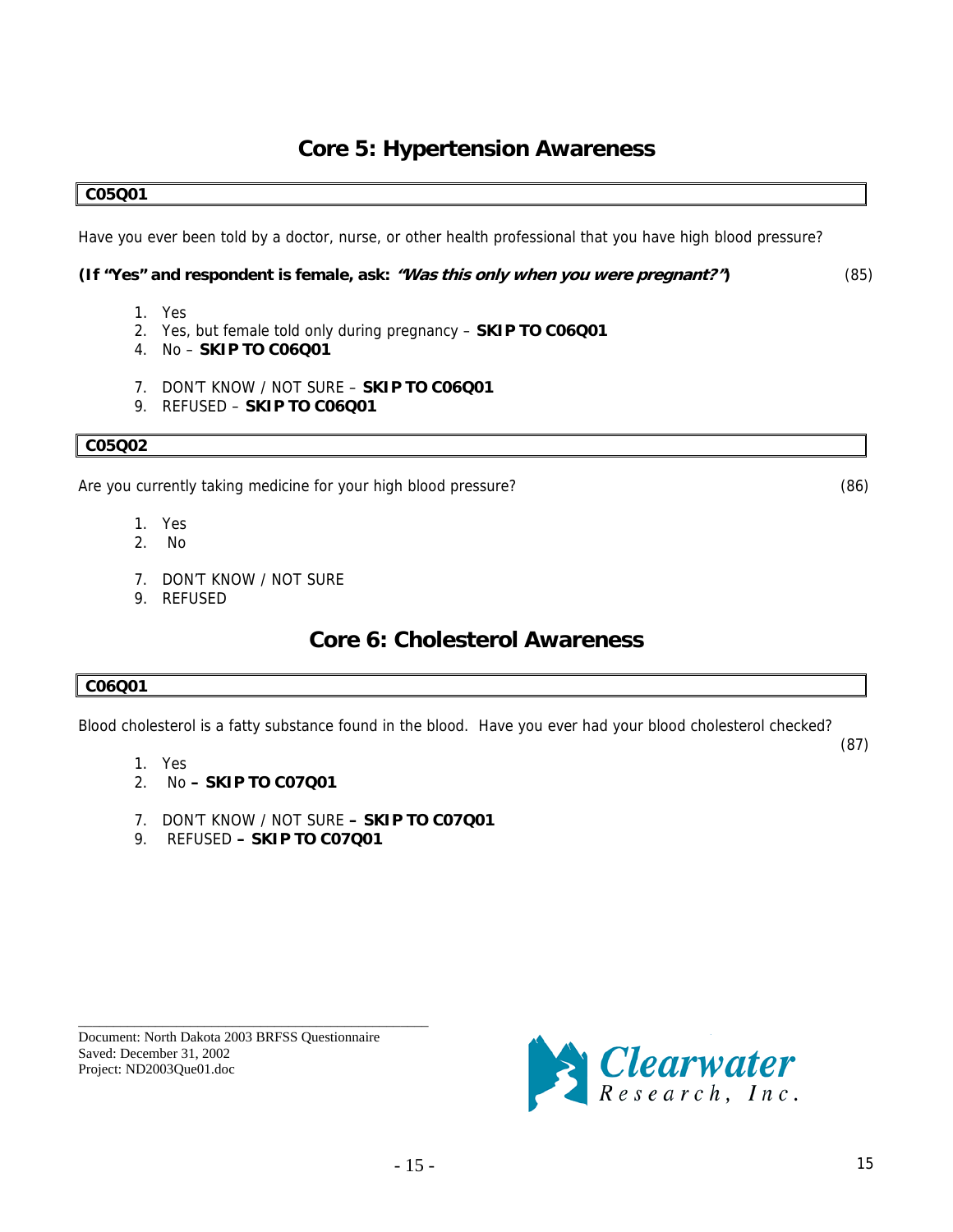# Core 5: Hypertension Awareness

**C05Q01**

Have you ever been told by a doctor, nurse, or other health professional that you have high blood pressure?

**(If "Yes" and respondent is female, ask: *"Was this only when you were pregnant?"*)** (85)

1. Yes
2. Yes, but female told only during pregnancy – **SKIP TO C06Q01**
4. No – **SKIP TO C06Q01**

7. DON'T KNOW / NOT SURE – **SKIP TO C06Q01**
9. REFUSED – **SKIP TO C06Q01**

**C05Q02**

Are you currently taking medicine for your high blood pressure? (86)

1. Yes
2. No

7. DON'T KNOW / NOT SURE
9. REFUSED

# Core 6: Cholesterol Awareness

**C06Q01**

Blood cholesterol is a fatty substance found in the blood. Have you ever had your blood cholesterol checked? (87)

1. Yes
2. No **– SKIP TO C07Q01**

7. DON'T KNOW / NOT SURE **– SKIP TO C07Q01**
9. REFUSED **– SKIP TO C07Q01**

Document: North Dakota 2003 BRFSS Questionnaire
Saved: December 31, 2002
Project: ND2003Que01.doc

Clearwater Research, Inc.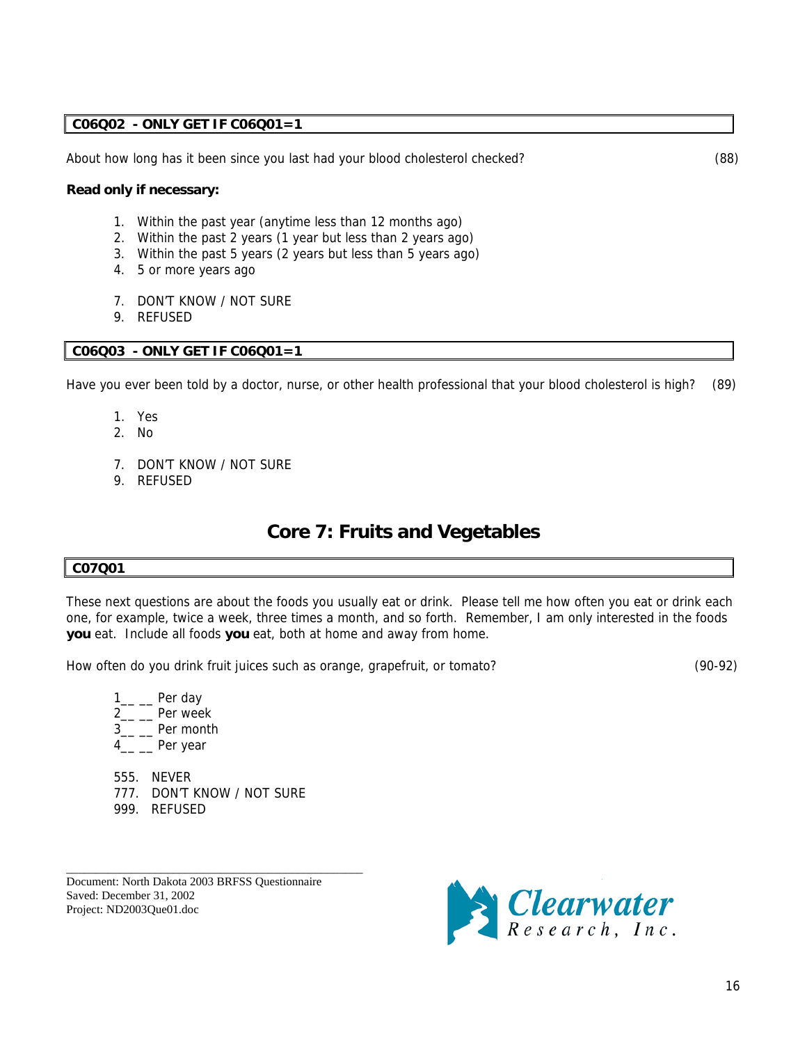**C06Q02 - ONLY GET IF C06Q01=1**

About how long has it been since you last had your blood cholesterol checked? (88)

**Read only if necessary:**

1. Within the past year (anytime less than 12 months ago)
2. Within the past 2 years (1 year but less than 2 years ago)
3. Within the past 5 years (2 years but less than 5 years ago)
4. 5 or more years ago

7. DON'T KNOW / NOT SURE
9. REFUSED

**C06Q03 - ONLY GET IF C06Q01=1**

Have you ever been told by a doctor, nurse, or other health professional that your blood cholesterol is high? (89)

1. Yes
2. No

7. DON'T KNOW / NOT SURE
9. REFUSED

## Core 7: Fruits and Vegetables

**C07Q01**

These next questions are about the foods you usually eat or drink. Please tell me how often you eat or drink each one, for example, twice a week, three times a month, and so forth. Remember, I am only interested in the foods **you** eat. Include all foods **you** eat, both at home and away from home.

How often do you drink fruit juices such as orange, grapefruit, or tomato? (90-92)

1__ __ Per day
2__ __ Per week
3__ __ Per month
4__ __ Per year

555. NEVER
777. DON'T KNOW / NOT SURE
999. REFUSED

Document: North Dakota 2003 BRFSS Questionnaire
Saved: December 31, 2002
Project: ND2003Que01.doc

Clearwater Research, Inc.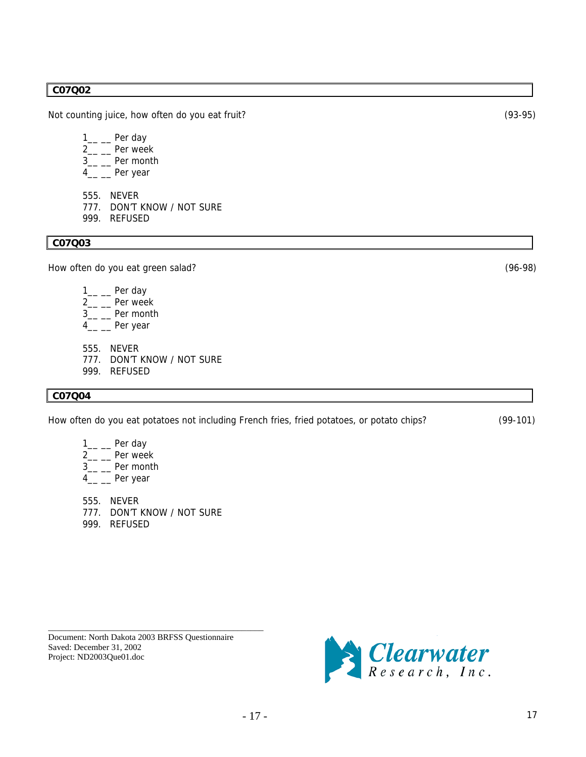**C07Q02**

Not counting juice, how often do you eat fruit? (93-95)

1__ __ Per day
2__ __ Per week
3__ __ Per month
4__ __ Per year

555. NEVER
777. DON'T KNOW / NOT SURE
999. REFUSED

**C07Q03**

How often do you eat green salad? (96-98)

1__ __ Per day
2__ __ Per week
3__ __ Per month
4__ __ Per year

555. NEVER
777. DON'T KNOW / NOT SURE
999. REFUSED

**C07Q04**

How often do you eat potatoes not including French fries, fried potatoes, or potato chips? (99-101)

1__ __ Per day
2__ __ Per week
3__ __ Per month
4__ __ Per year

555. NEVER
777. DON'T KNOW / NOT SURE
999. REFUSED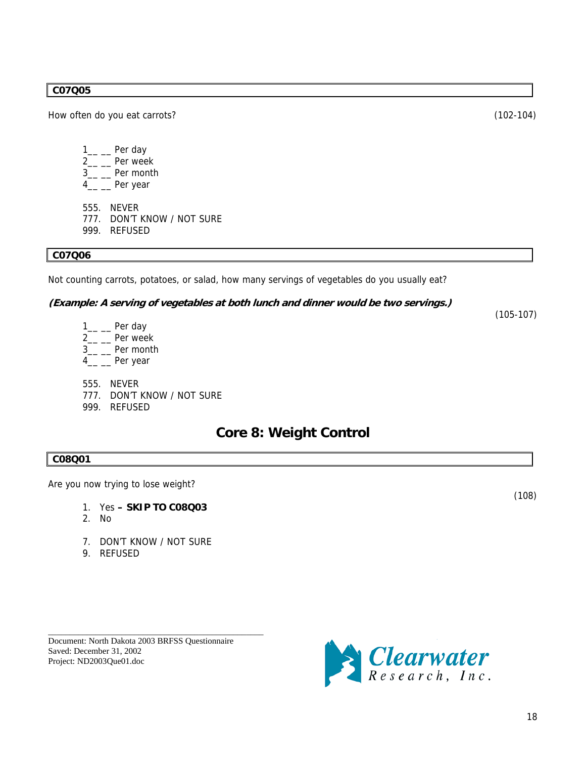**C07Q05**

How often do you eat carrots? (102-104)

1__ __ Per day
2__ __ Per week
3__ __ Per month
4__ __ Per year

555. NEVER
777. DON'T KNOW / NOT SURE
999. REFUSED

**C07Q06**

Not counting carrots, potatoes, or salad, how many servings of vegetables do you usually eat?

***(Example: A serving of vegetables at both lunch and dinner would be two servings.)***

(105-107)

1__ __ Per day
2__ __ Per week
3__ __ Per month
4__ __ Per year

555. NEVER
777. DON'T KNOW / NOT SURE
999. REFUSED

## Core 8: Weight Control

**C08Q01**

Are you now trying to lose weight?

(108)

1. Yes **– SKIP TO C08Q03**
2. No

7. DON'T KNOW / NOT SURE
9. REFUSED

Document: North Dakota 2003 BRFSS Questionnaire
Saved: December 31, 2002
Project: ND2003Que01.doc

Clearwater Research, Inc.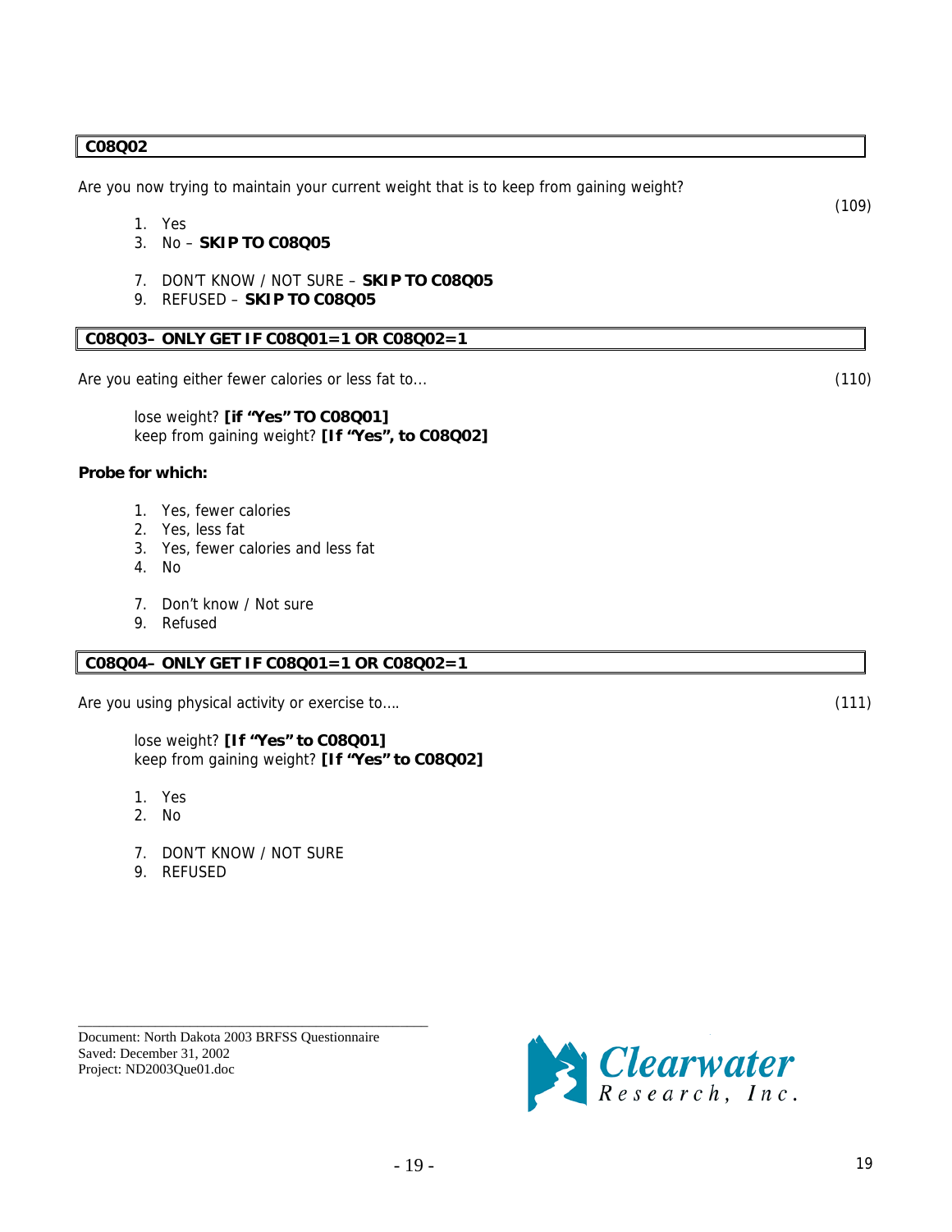**C08Q02**

Are you now trying to maintain your current weight that is to keep from gaining weight?

(109)

1. Yes
3. No – **SKIP TO C08Q05**

7. DON'T KNOW / NOT SURE – **SKIP TO C08Q05**
9. REFUSED – **SKIP TO C08Q05**

**C08Q03– ONLY GET IF C08Q01=1 OR C08Q02=1**

Are you eating either fewer calories or less fat to… (110)

lose weight? **[if "Yes" TO C08Q01]**
keep from gaining weight? **[If "Yes", to C08Q02]**

**Probe for which:**

1. Yes, fewer calories
2. Yes, less fat
3. Yes, fewer calories and less fat
4. No

7. Don't know / Not sure
9. Refused

**C08Q04– ONLY GET IF C08Q01=1 OR C08Q02=1**

Are you using physical activity or exercise to…. (111)

lose weight? **[If "Yes" to C08Q01]**
keep from gaining weight? **[If "Yes" to C08Q02]**

1. Yes
2. No

7. DON'T KNOW / NOT SURE
9. REFUSED

Document: North Dakota 2003 BRFSS Questionnaire
Saved: December 31, 2002
Project: ND2003Que01.doc

Clearwater Research, Inc.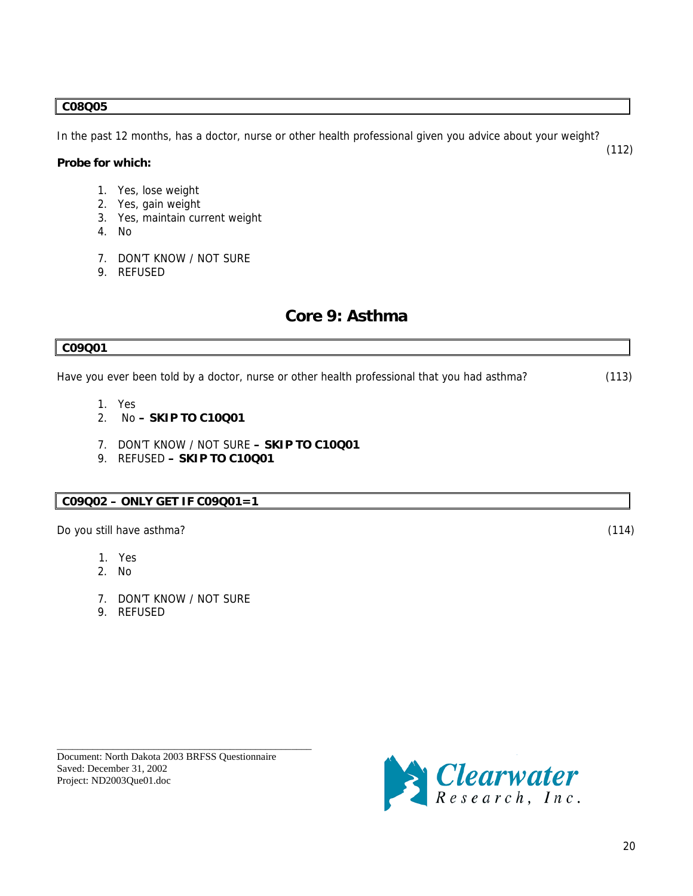**C08Q05**

In the past 12 months, has a doctor, nurse or other health professional given you advice about your weight? (112)

**Probe for which:**

1. Yes, lose weight
2. Yes, gain weight
3. Yes, maintain current weight
4. No

7. DON'T KNOW / NOT SURE
9. REFUSED

## Core 9: Asthma

**C09Q01**

Have you ever been told by a doctor, nurse or other health professional that you had asthma? (113)

1. Yes
2. No – **SKIP TO C10Q01**

7. DON'T KNOW / NOT SURE – **SKIP TO C10Q01**
9. REFUSED – **SKIP TO C10Q01**

**C09Q02 – ONLY GET IF C09Q01=1**

Do you still have asthma? (114)

1. Yes
2. No

7. DON'T KNOW / NOT SURE
9. REFUSED

Document: North Dakota 2003 BRFSS Questionnaire
Saved: December 31, 2002
Project: ND2003Que01.doc

Clearwater Research, Inc.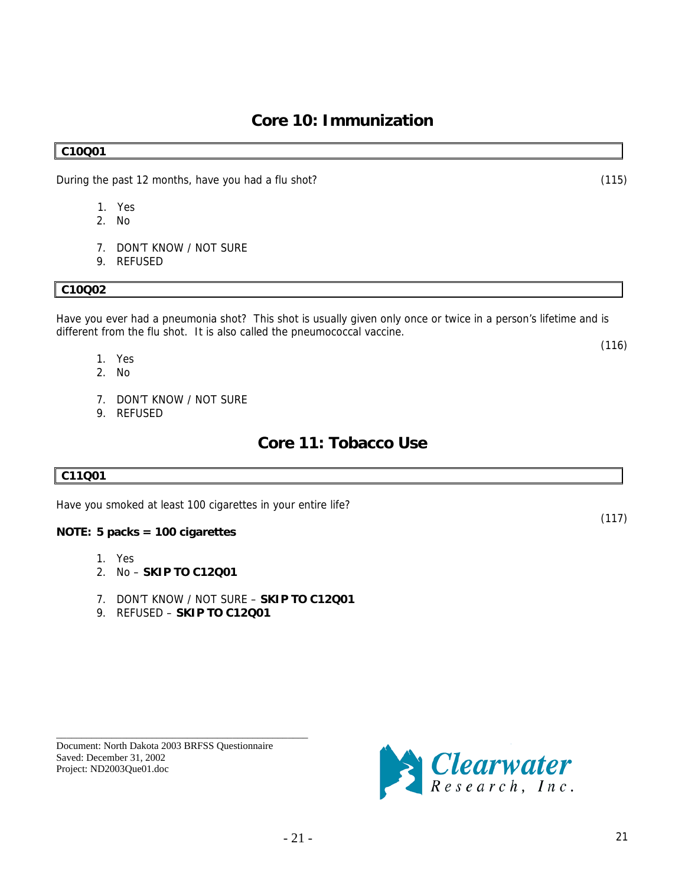## Core 10: Immunization

**C10Q01**

During the past 12 months, have you had a flu shot? (115)

1. Yes
2. No

7. DON'T KNOW / NOT SURE
9. REFUSED

**C10Q02**

Have you ever had a pneumonia shot? This shot is usually given only once or twice in a person's lifetime and is different from the flu shot. It is also called the pneumococcal vaccine.

(116)

1. Yes
2. No

7. DON'T KNOW / NOT SURE
9. REFUSED

## Core 11: Tobacco Use

**C11Q01**

Have you smoked at least 100 cigarettes in your entire life?

(117)

**NOTE: 5 packs = 100 cigarettes**

1. Yes
2. No – **SKIP TO C12Q01**

7. DON'T KNOW / NOT SURE – **SKIP TO C12Q01**
9. REFUSED – **SKIP TO C12Q01**

Document: North Dakota 2003 BRFSS Questionnaire
Saved: December 31, 2002
Project: ND2003Que01.doc

Clearwater Research, Inc.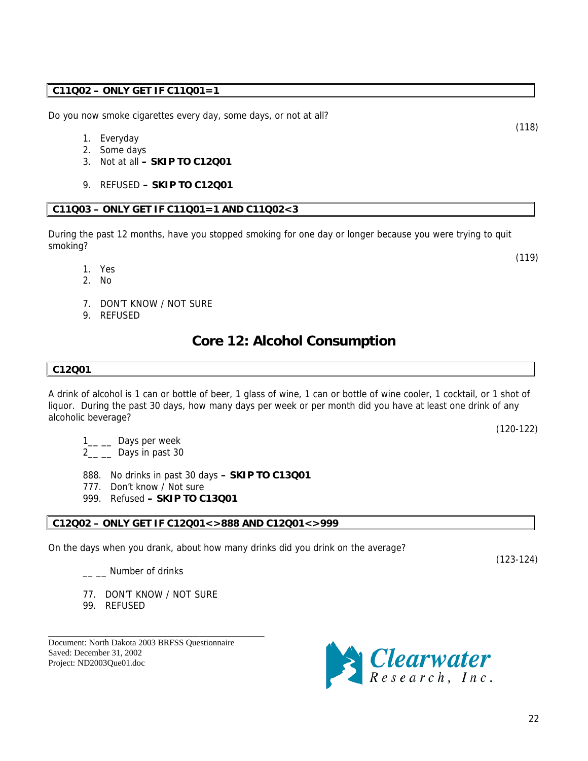**C11Q02 – ONLY GET IF C11Q01=1**

Do you now smoke cigarettes every day, some days, or not at all?

(118)

1. Everyday
2. Some days
3. Not at all **– SKIP TO C12Q01**

9. REFUSED **– SKIP TO C12Q01**

**C11Q03 – ONLY GET IF C11Q01=1 AND C11Q02<3**

During the past 12 months, have you stopped smoking for one day or longer because you were trying to quit smoking?

(119)

1. Yes
2. No

7. DON'T KNOW / NOT SURE
9. REFUSED

## Core 12: Alcohol Consumption

**C12Q01**

A drink of alcohol is 1 can or bottle of beer, 1 glass of wine, 1 can or bottle of wine cooler, 1 cocktail, or 1 shot of liquor. During the past 30 days, how many days per week or per month did you have at least one drink of any alcoholic beverage?

(120-122)

1__ __ Days per week
2__ __ Days in past 30

888. No drinks in past 30 days **– SKIP TO C13Q01**
777. Don't know / Not sure
999. Refused **– SKIP TO C13Q01**

**C12Q02 – ONLY GET IF C12Q01<>888 AND C12Q01<>999**

On the days when you drank, about how many drinks did you drink on the average?

(123-124)

__ __ Number of drinks

77. DON'T KNOW / NOT SURE
99. REFUSED

Document: North Dakota 2003 BRFSS Questionnaire
Saved: December 31, 2002
Project: ND2003Que01.doc

Clearwater Research, Inc.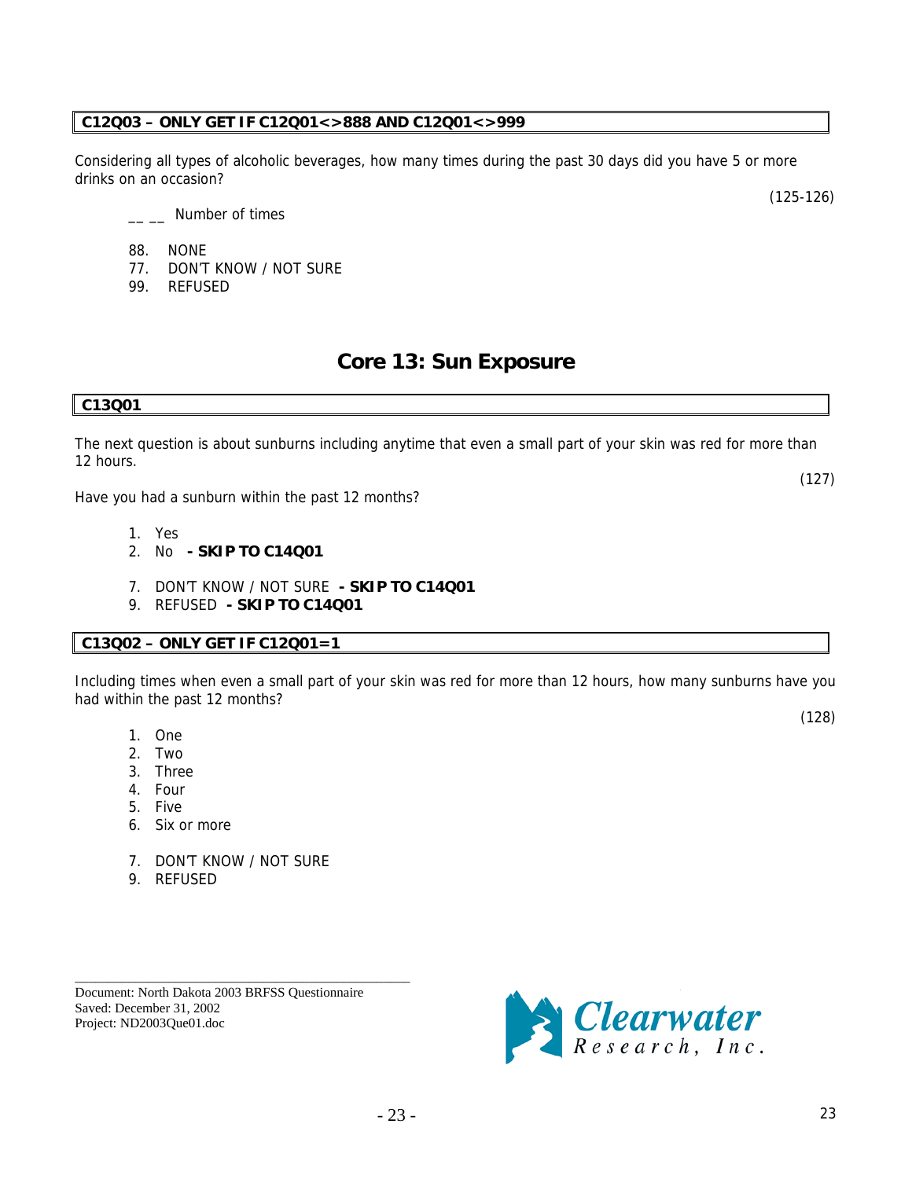**C12Q03 – ONLY GET IF C12Q01<>888 AND C12Q01<>999**

Considering all types of alcoholic beverages, how many times during the past 30 days did you have 5 or more drinks on an occasion?

(125-126)

__ __ Number of times

88. NONE
77. DON'T KNOW / NOT SURE
99. REFUSED

# Core 13: Sun Exposure

**C13Q01**

The next question is about sunburns including anytime that even a small part of your skin was red for more than 12 hours.

(127)

Have you had a sunburn within the past 12 months?

1. Yes
2. No **- SKIP TO C14Q01**

7. DON'T KNOW / NOT SURE **- SKIP TO C14Q01**
9. REFUSED **- SKIP TO C14Q01**

**C13Q02 – ONLY GET IF C12Q01=1**

Including times when even a small part of your skin was red for more than 12 hours, how many sunburns have you had within the past 12 months?

(128)

1. One
2. Two
3. Three
4. Four
5. Five
6. Six or more

7. DON'T KNOW / NOT SURE
9. REFUSED

Document: North Dakota 2003 BRFSS Questionnaire
Saved: December 31, 2002
Project: ND2003Que01.doc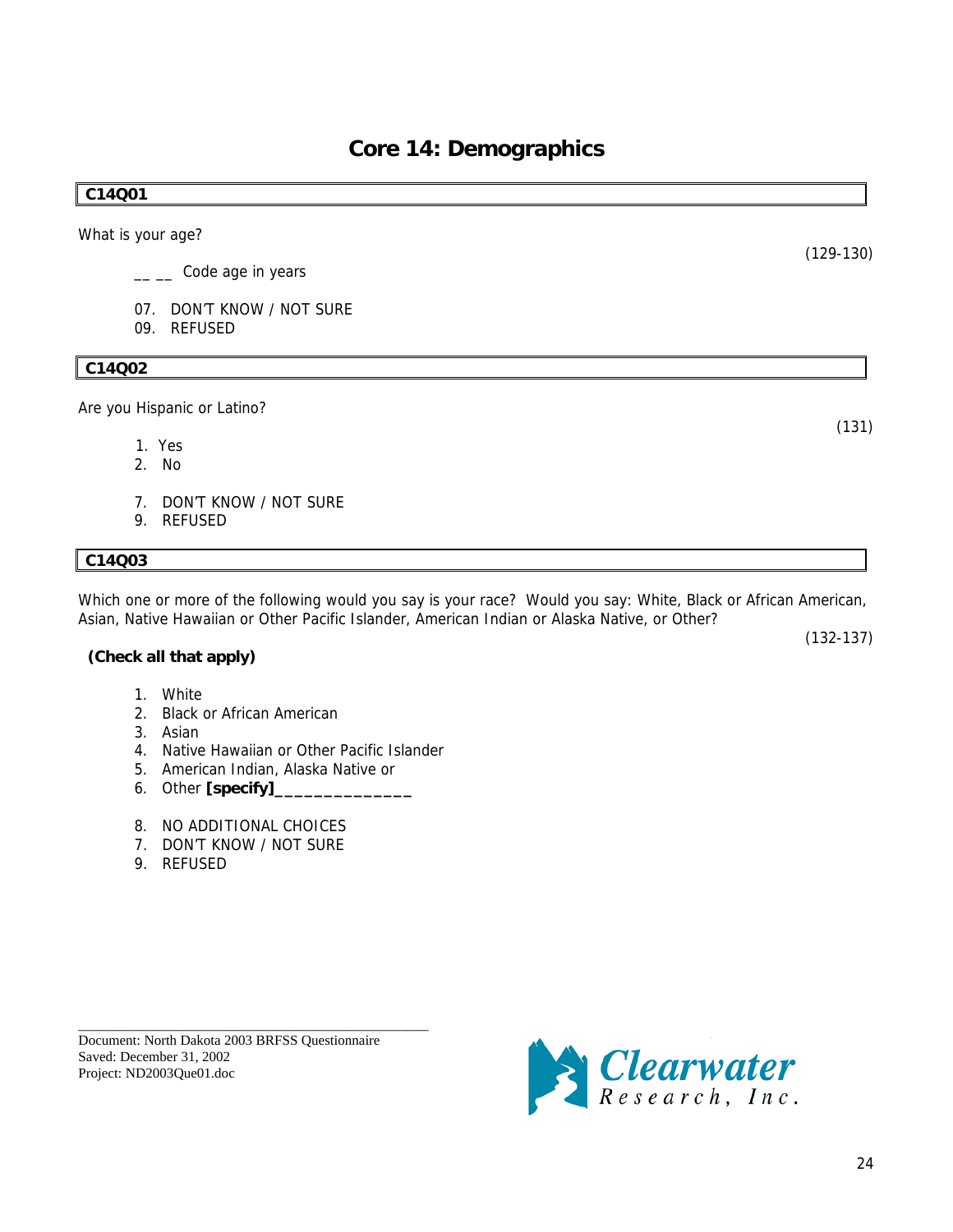# Core 14: Demographics

**C14Q01**

What is your age?

(129-130)

__ __ Code age in years

07. DON'T KNOW / NOT SURE
09. REFUSED

**C14Q02**

Are you Hispanic or Latino?

(131)

1. Yes
2. No

7. DON'T KNOW / NOT SURE
9. REFUSED

**C14Q03**

Which one or more of the following would you say is your race? Would you say: White, Black or African American, Asian, Native Hawaiian or Other Pacific Islander, American Indian or Alaska Native, or Other?

(132-137)

**(Check all that apply)**

1. White
2. Black or African American
3. Asian
4. Native Hawaiian or Other Pacific Islander
5. American Indian, Alaska Native or
6. Other **[specify]______________**

8. NO ADDITIONAL CHOICES
7. DON'T KNOW / NOT SURE
9. REFUSED

Document: North Dakota 2003 BRFSS Questionnaire
Saved: December 31, 2002
Project: ND2003Que01.doc

Clearwater Research, Inc.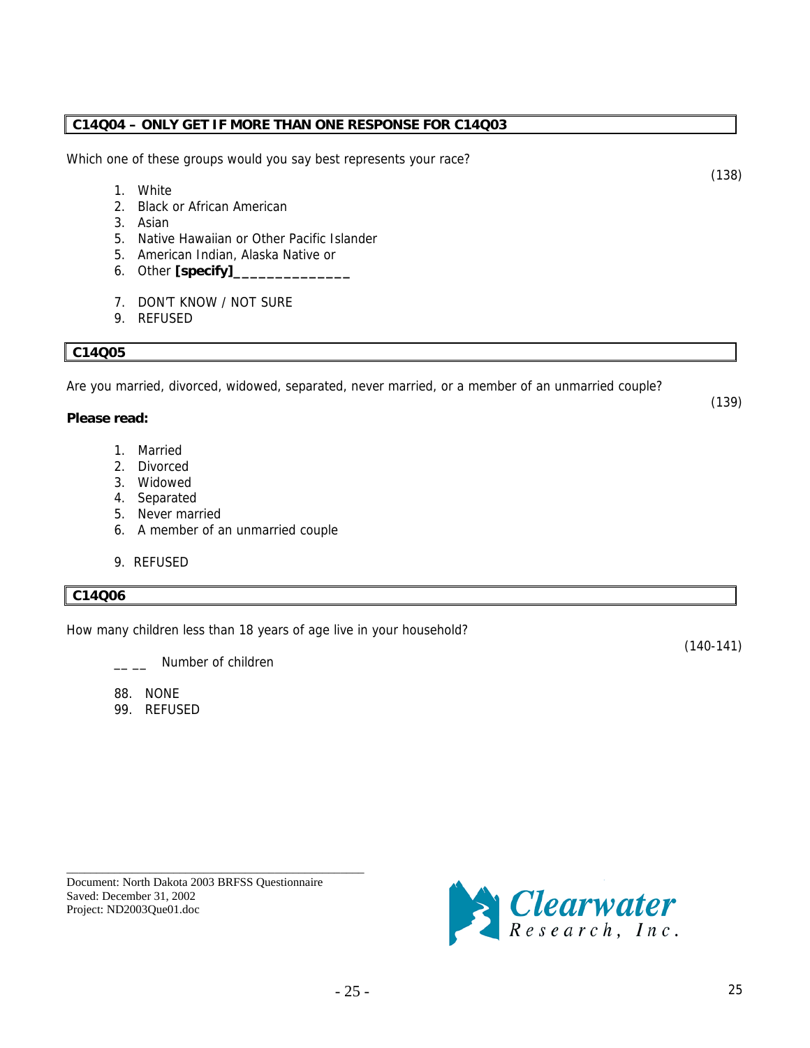**C14Q04 – ONLY GET IF MORE THAN ONE RESPONSE FOR C14Q03**

Which one of these groups would you say best represents your race?

(138)

1. White
2. Black or African American
3. Asian
5. Native Hawaiian or Other Pacific Islander
5. American Indian, Alaska Native or
6. Other **[specify]**______________

7. DON'T KNOW / NOT SURE
9. REFUSED

**C14Q05**

Are you married, divorced, widowed, separated, never married, or a member of an unmarried couple?

(139)

**Please read:**

1. Married
2. Divorced
3. Widowed
4. Separated
5. Never married
6. A member of an unmarried couple

9. REFUSED

**C14Q06**

How many children less than 18 years of age live in your household?

(140-141)

__ __ Number of children

88. NONE
99. REFUSED

Document: North Dakota 2003 BRFSS Questionnaire
Saved: December 31, 2002
Project: ND2003Que01.doc

Clearwater Research, Inc.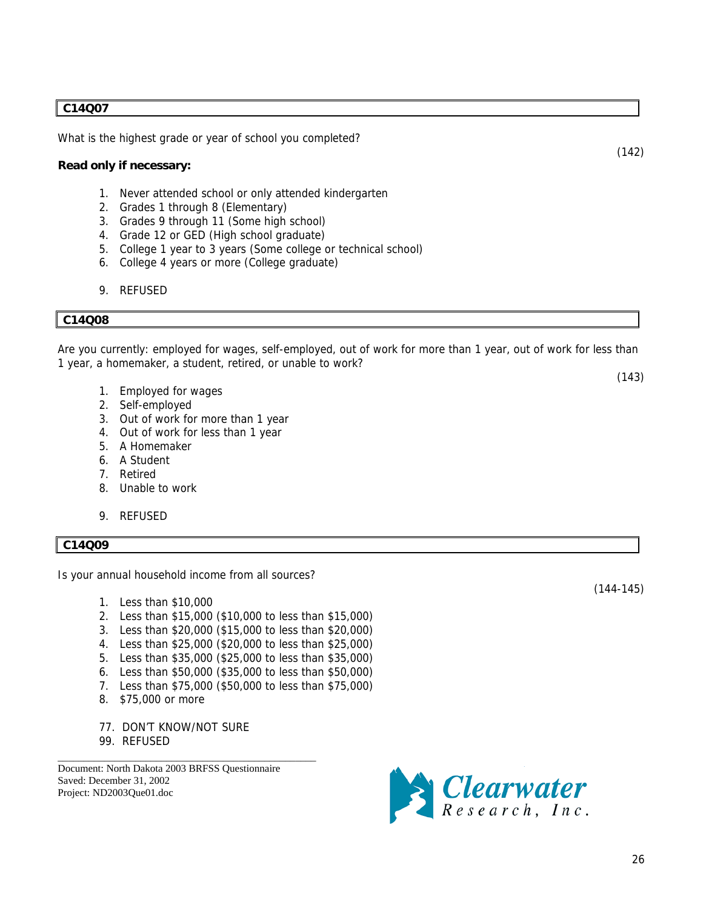## C14Q07

What is the highest grade or year of school you completed?

(142)

**Read only if necessary:**

1. Never attended school or only attended kindergarten
2. Grades 1 through 8 (Elementary)
3. Grades 9 through 11 (Some high school)
4. Grade 12 or GED (High school graduate)
5. College 1 year to 3 years (Some college or technical school)
6. College 4 years or more (College graduate)

9. REFUSED

## C14Q08

Are you currently: employed for wages, self-employed, out of work for more than 1 year, out of work for less than 1 year, a homemaker, a student, retired, or unable to work?

(143)

1. Employed for wages
2. Self-employed
3. Out of work for more than 1 year
4. Out of work for less than 1 year
5. A Homemaker
6. A Student
7. Retired
8. Unable to work

9. REFUSED

## C14Q09

Is your annual household income from all sources?

(144-145)

1. Less than $10,000
2. Less than $15,000 ($10,000 to less than $15,000)
3. Less than $20,000 ($15,000 to less than $20,000)
4. Less than $25,000 ($20,000 to less than $25,000)
5. Less than $35,000 ($25,000 to less than $35,000)
6. Less than $50,000 ($35,000 to less than $50,000)
7. Less than $75,000 ($50,000 to less than $75,000)
8. $75,000 or more

77. DON'T KNOW/NOT SURE
99. REFUSED

Document: North Dakota 2003 BRFSS Questionnaire
Saved: December 31, 2002
Project: ND2003Que01.doc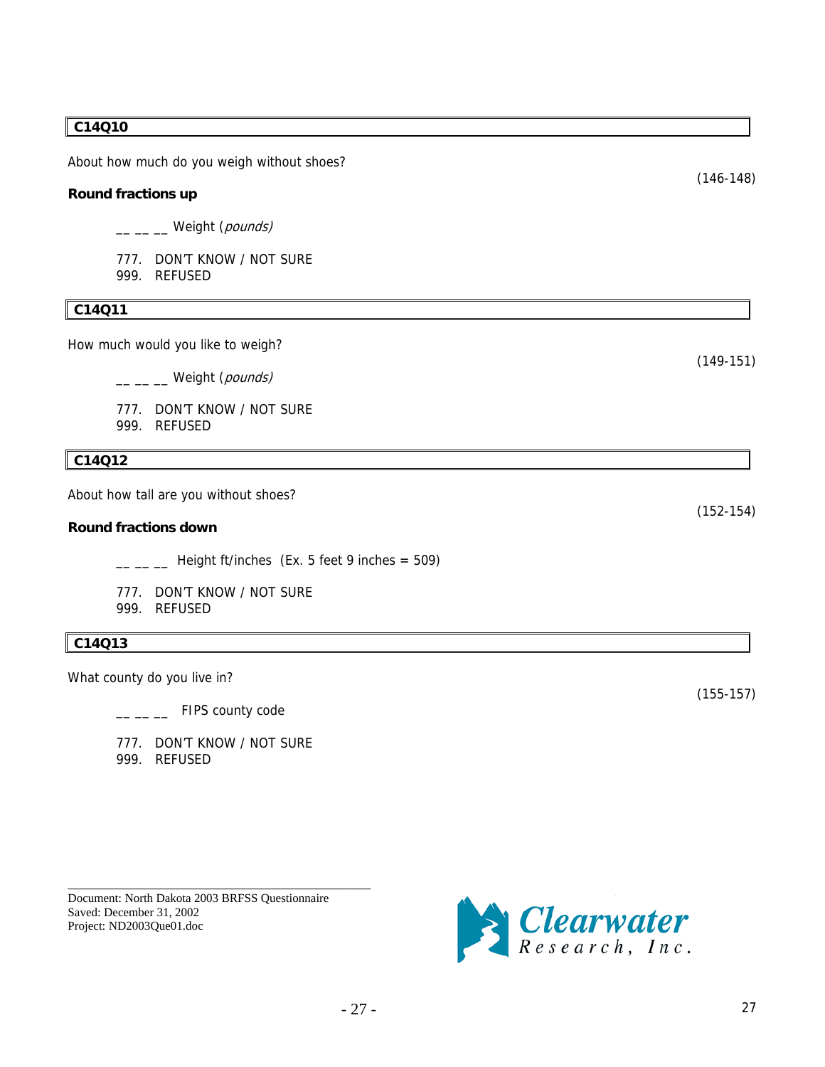**C14Q10**

About how much do you weigh without shoes?

(146-148)

**Round fractions up**

__ __ __ Weight (*pounds)*

777. DON'T KNOW / NOT SURE
999. REFUSED

**C14Q11**

How much would you like to weigh?

(149-151)

__ __ __ Weight (*pounds)*

777. DON'T KNOW / NOT SURE
999. REFUSED

**C14Q12**

About how tall are you without shoes?

(152-154)

**Round fractions down**

__ __ __ Height ft/inches (Ex. 5 feet 9 inches = 509)

777. DON'T KNOW / NOT SURE
999. REFUSED

**C14Q13**

What county do you live in?

(155-157)

__ __ __ FIPS county code

777. DON'T KNOW / NOT SURE
999. REFUSED

Document: North Dakota 2003 BRFSS Questionnaire
Saved: December 31, 2002
Project: ND2003Que01.doc

Clearwater Research, Inc.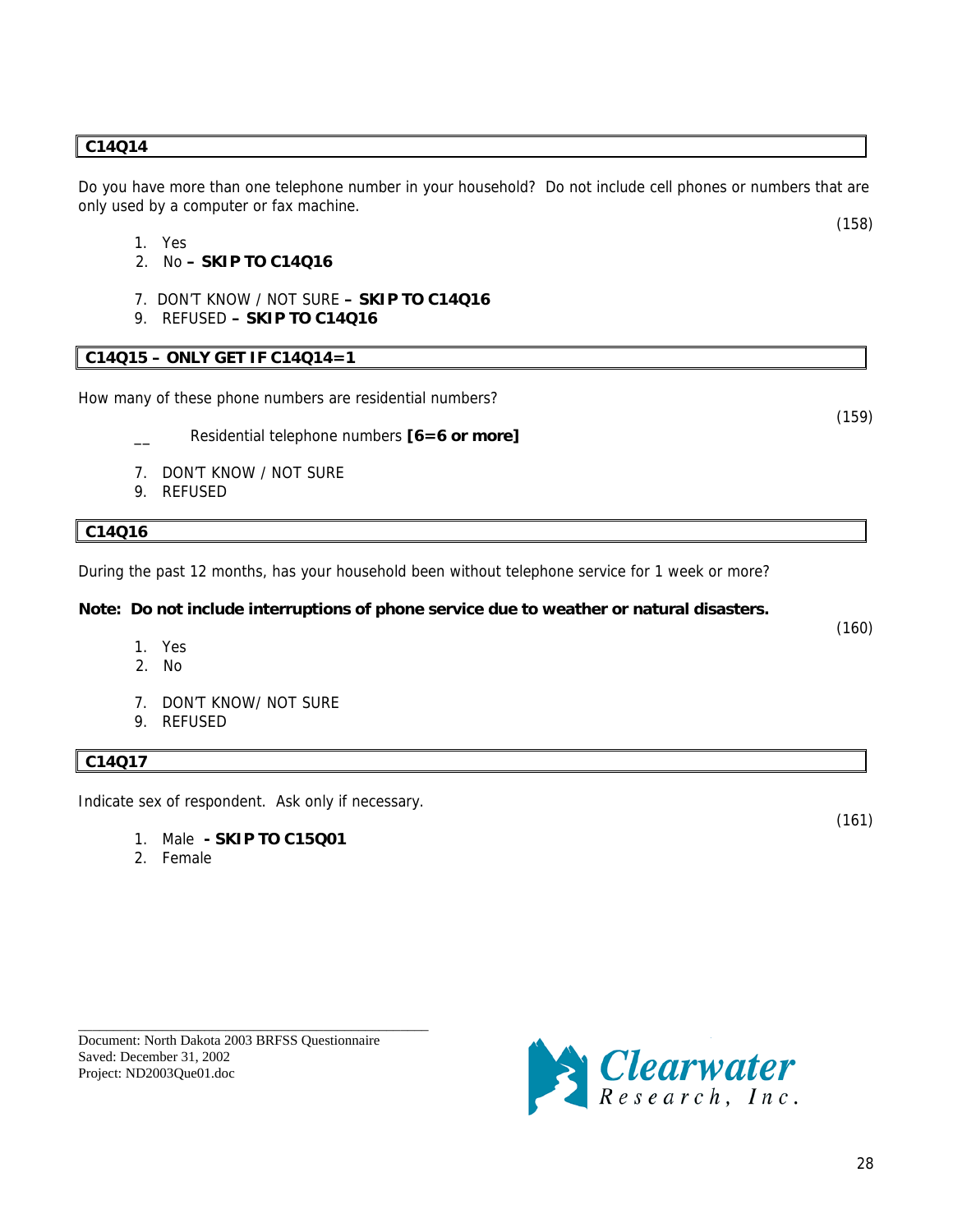**C14Q14**

Do you have more than one telephone number in your household? Do not include cell phones or numbers that are only used by a computer or fax machine.

(158)

1. Yes
2. No **– SKIP TO C14Q16**

7. DON'T KNOW / NOT SURE **– SKIP TO C14Q16**
9. REFUSED **– SKIP TO C14Q16**

**C14Q15 – ONLY GET IF C14Q14=1**

How many of these phone numbers are residential numbers?

(159)

__ Residential telephone numbers **[6=6 or more]**

7. DON'T KNOW / NOT SURE
9. REFUSED

**C14Q16**

During the past 12 months, has your household been without telephone service for 1 week or more?

**Note: Do not include interruptions of phone service due to weather or natural disasters.**

(160)

1. Yes
2. No

7. DON'T KNOW/ NOT SURE
9. REFUSED

**C14Q17**

Indicate sex of respondent. Ask only if necessary.

(161)

1. Male **- SKIP TO C15Q01**
2. Female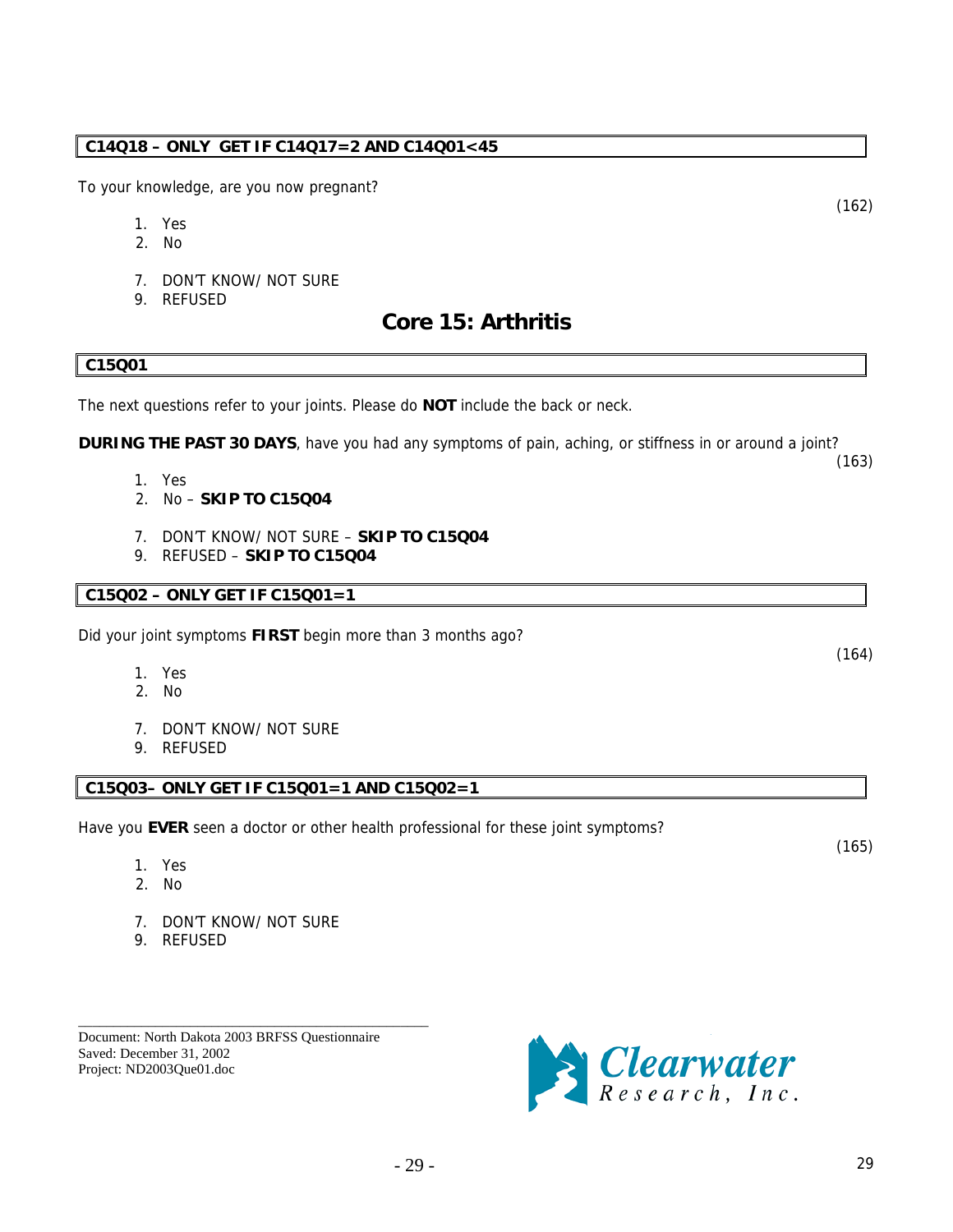**C14Q18 – ONLY GET IF C14Q17=2 AND C14Q01<45**

To your knowledge, are you now pregnant?

(162)

1. Yes
2. No

7. DON'T KNOW/ NOT SURE
9. REFUSED

## Core 15: Arthritis

**C15Q01**

The next questions refer to your joints. Please do **NOT** include the back or neck.

**DURING THE PAST 30 DAYS**, have you had any symptoms of pain, aching, or stiffness in or around a joint?

(163)

1. Yes
2. No – **SKIP TO C15Q04**

7. DON'T KNOW/ NOT SURE – **SKIP TO C15Q04**
9. REFUSED – **SKIP TO C15Q04**

**C15Q02 – ONLY GET IF C15Q01=1**

Did your joint symptoms **FIRST** begin more than 3 months ago?

(164)

1. Yes
2. No

7. DON'T KNOW/ NOT SURE
9. REFUSED

**C15Q03– ONLY GET IF C15Q01=1 AND C15Q02=1**

Have you **EVER** seen a doctor or other health professional for these joint symptoms?

(165)

1. Yes
2. No

7. DON'T KNOW/ NOT SURE
9. REFUSED

Document: North Dakota 2003 BRFSS Questionnaire
Saved: December 31, 2002
Project: ND2003Que01.doc

Clearwater Research, Inc.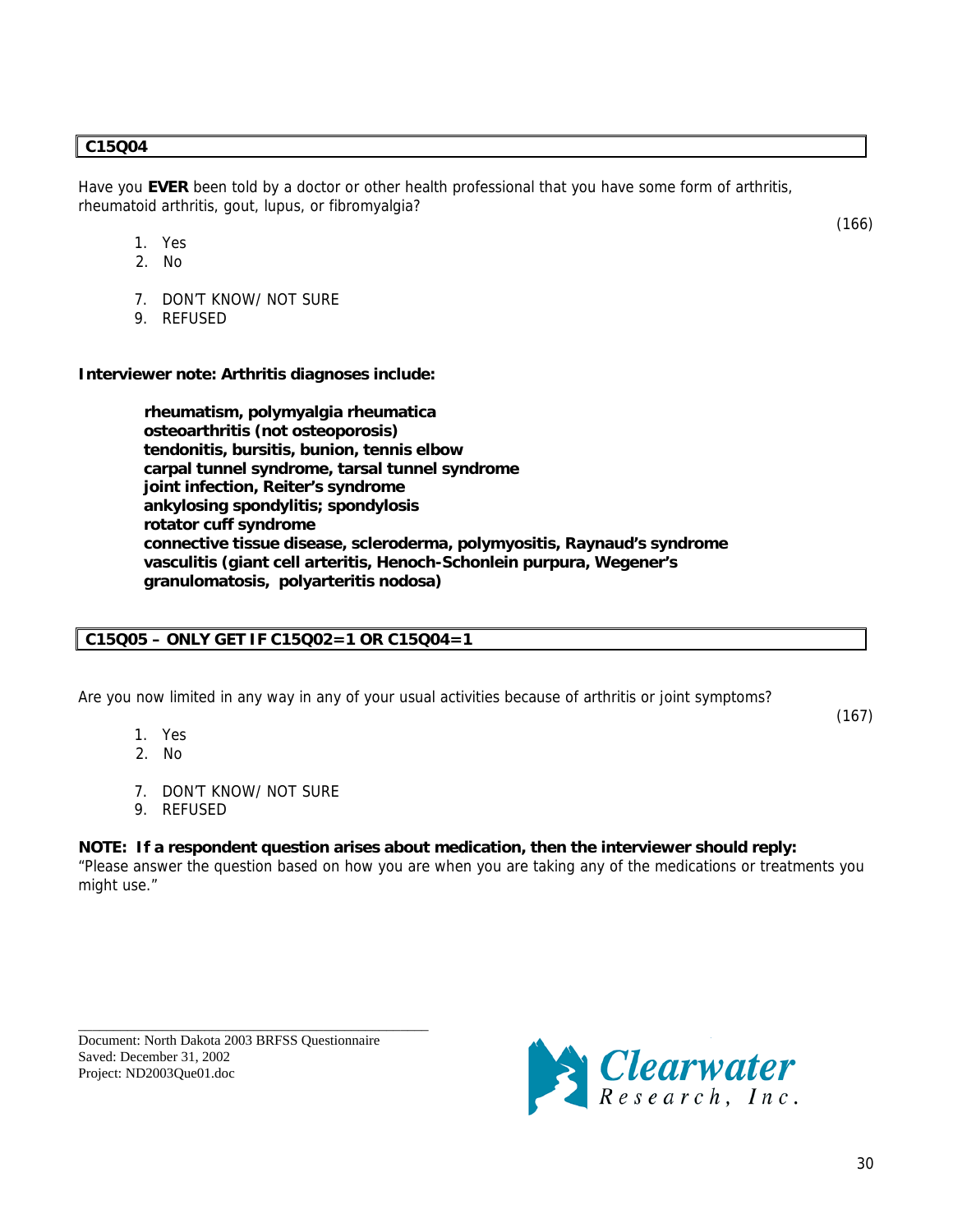**C15Q04**

Have you **EVER** been told by a doctor or other health professional that you have some form of arthritis, rheumatoid arthritis, gout, lupus, or fibromyalgia?

(166)

1. Yes
2. No

7. DON'T KNOW/ NOT SURE
9. REFUSED

**Interviewer note: Arthritis diagnoses include:**

> **rheumatism, polymyalgia rheumatica**
> **osteoarthritis (not osteoporosis)**
> **tendonitis, bursitis, bunion, tennis elbow**
> **carpal tunnel syndrome, tarsal tunnel syndrome**
> **joint infection, Reiter's syndrome**
> **ankylosing spondylitis; spondylosis**
> **rotator cuff syndrome**
> **connective tissue disease, scleroderma, polymyositis, Raynaud's syndrome**
> **vasculitis (giant cell arteritis, Henoch-Schonlein purpura, Wegener's granulomatosis, polyarteritis nodosa)**

**C15Q05 – ONLY GET IF C15Q02=1 OR C15Q04=1**

Are you now limited in any way in any of your usual activities because of arthritis or joint symptoms?

(167)

1. Yes
2. No

7. DON'T KNOW/ NOT SURE
9. REFUSED

**NOTE: If a respondent question arises about medication, then the interviewer should reply:**
"Please answer the question based on how you are when you are taking any of the medications or treatments you might use."

Document: North Dakota 2003 BRFSS Questionnaire
Saved: December 31, 2002
Project: ND2003Que01.doc

Clearwater Research, Inc.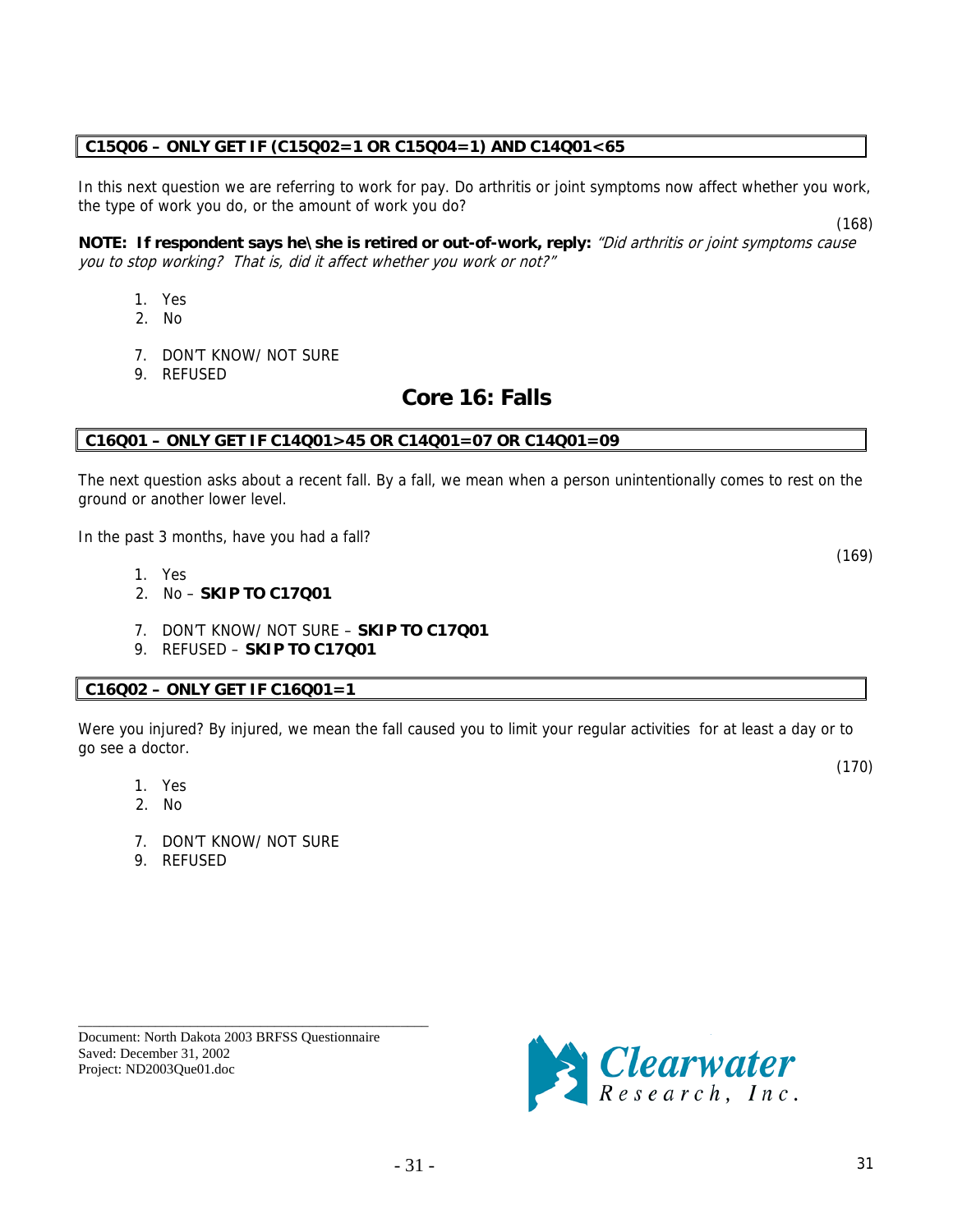**C15Q06 – ONLY GET IF (C15Q02=1 OR C15Q04=1) AND C14Q01<65**

In this next question we are referring to work for pay. Do arthritis or joint symptoms now affect whether you work, the type of work you do, or the amount of work you do?

(168)

**NOTE: If respondent says he\she is retired or out-of-work, reply:** *"Did arthritis or joint symptoms cause you to stop working? That is, did it affect whether you work or not?"*

1. Yes
2. No

7. DON'T KNOW/ NOT SURE
9. REFUSED

## Core 16: Falls

**C16Q01 – ONLY GET IF C14Q01>45 OR C14Q01=07 OR C14Q01=09**

The next question asks about a recent fall. By a fall, we mean when a person unintentionally comes to rest on the ground or another lower level.

In the past 3 months, have you had a fall?

(169)

1. Yes
2. No – **SKIP TO C17Q01**

7. DON'T KNOW/ NOT SURE – **SKIP TO C17Q01**
9. REFUSED – **SKIP TO C17Q01**

**C16Q02 – ONLY GET IF C16Q01=1**

Were you injured? By injured, we mean the fall caused you to limit your regular activities for at least a day or to go see a doctor.

(170)

1. Yes
2. No

7. DON'T KNOW/ NOT SURE
9. REFUSED

Document: North Dakota 2003 BRFSS Questionnaire
Saved: December 31, 2002
Project: ND2003Que01.doc

Clearwater Research, Inc.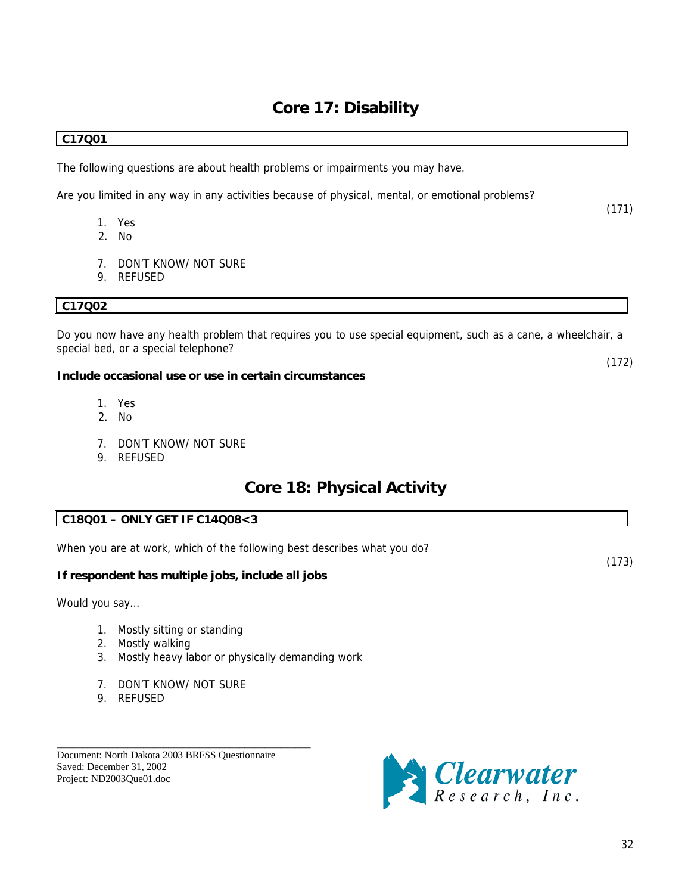# Core 17: Disability

**C17Q01**

The following questions are about health problems or impairments you may have.

Are you limited in any way in any activities because of physical, mental, or emotional problems?

(171)

1. Yes
2. No

7. DON'T KNOW/ NOT SURE
9. REFUSED

**C17Q02**

Do you now have any health problem that requires you to use special equipment, such as a cane, a wheelchair, a special bed, or a special telephone?

(172)

**Include occasional use or use in certain circumstances**

1. Yes
2. No

7. DON'T KNOW/ NOT SURE
9. REFUSED

# Core 18: Physical Activity

**C18Q01 – ONLY GET IF C14Q08<3**

When you are at work, which of the following best describes what you do?

(173)

**If respondent has multiple jobs, include all jobs**

Would you say…

1. Mostly sitting or standing
2. Mostly walking
3. Mostly heavy labor or physically demanding work

7. DON'T KNOW/ NOT SURE
9. REFUSED

Document: North Dakota 2003 BRFSS Questionnaire
Saved: December 31, 2002
Project: ND2003Que01.doc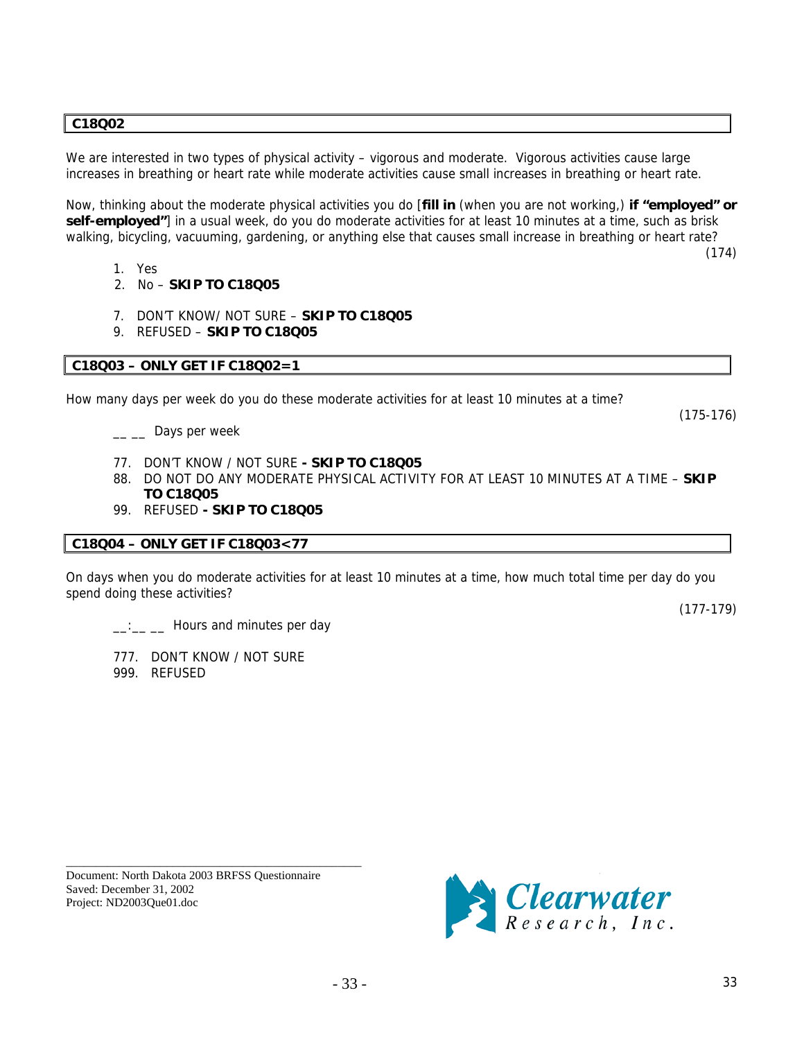**C18Q02**

We are interested in two types of physical activity – vigorous and moderate. Vigorous activities cause large increases in breathing or heart rate while moderate activities cause small increases in breathing or heart rate.

Now, thinking about the moderate physical activities you do [**fill in** (when you are not working,) **if "employed" or self-employed"**] in a usual week, do you do moderate activities for at least 10 minutes at a time, such as brisk walking, bicycling, vacuuming, gardening, or anything else that causes small increase in breathing or heart rate?

(174)

1. Yes
2. No – **SKIP TO C18Q05**

7. DON'T KNOW/ NOT SURE – **SKIP TO C18Q05**
9. REFUSED – **SKIP TO C18Q05**

**C18Q03 – ONLY GET IF C18Q02=1**

How many days per week do you do these moderate activities for at least 10 minutes at a time?

(175-176)

__ __ Days per week

77. DON'T KNOW / NOT SURE **- SKIP TO C18Q05**
88. DO NOT DO ANY MODERATE PHYSICAL ACTIVITY FOR AT LEAST 10 MINUTES AT A TIME – **SKIP TO C18Q05**
99. REFUSED **- SKIP TO C18Q05**

**C18Q04 – ONLY GET IF C18Q03<77**

On days when you do moderate activities for at least 10 minutes at a time, how much total time per day do you spend doing these activities?

(177-179)

__:__ __ Hours and minutes per day

777. DON'T KNOW / NOT SURE
999. REFUSED

Document: North Dakota 2003 BRFSS Questionnaire
Saved: December 31, 2002
Project: ND2003Que01.doc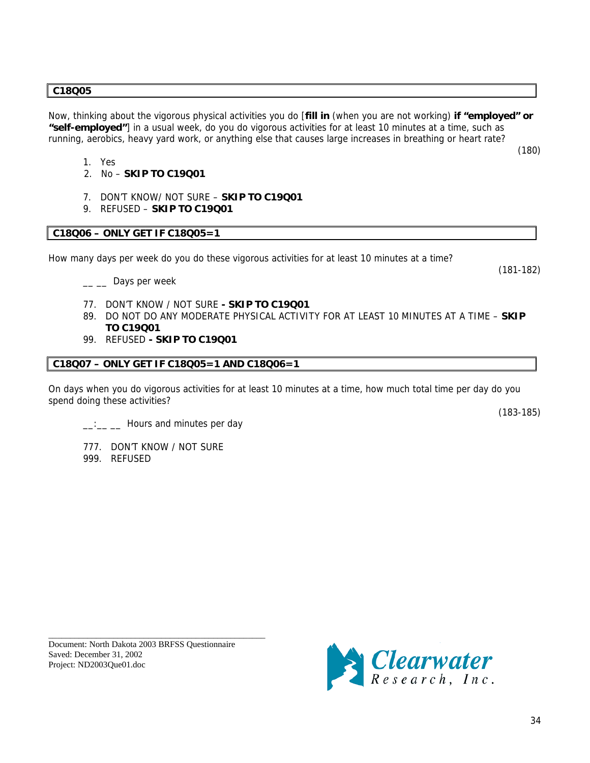**C18Q05**

Now, thinking about the vigorous physical activities you do [**fill in** (when you are not working) **if "employed" or "self-employed"**] in a usual week, do you do vigorous activities for at least 10 minutes at a time, such as running, aerobics, heavy yard work, or anything else that causes large increases in breathing or heart rate?

(180)

1. Yes
2. No – **SKIP TO C19Q01**

7. DON'T KNOW/ NOT SURE – **SKIP TO C19Q01**
9. REFUSED – **SKIP TO C19Q01**

**C18Q06 – ONLY GET IF C18Q05=1**

How many days per week do you do these vigorous activities for at least 10 minutes at a time?

(181-182)

__ __ Days per week

77. DON'T KNOW / NOT SURE **- SKIP TO C19Q01**
89. DO NOT DO ANY MODERATE PHYSICAL ACTIVITY FOR AT LEAST 10 MINUTES AT A TIME – **SKIP TO C19Q01**
99. REFUSED **- SKIP TO C19Q01**

**C18Q07 – ONLY GET IF C18Q05=1 AND C18Q06=1**

On days when you do vigorous activities for at least 10 minutes at a time, how much total time per day do you spend doing these activities?

(183-185)

__:__ __ Hours and minutes per day

777. DON'T KNOW / NOT SURE
999. REFUSED

Document: North Dakota 2003 BRFSS Questionnaire
Saved: December 31, 2002
Project: ND2003Que01.doc

Clearwater Research, Inc.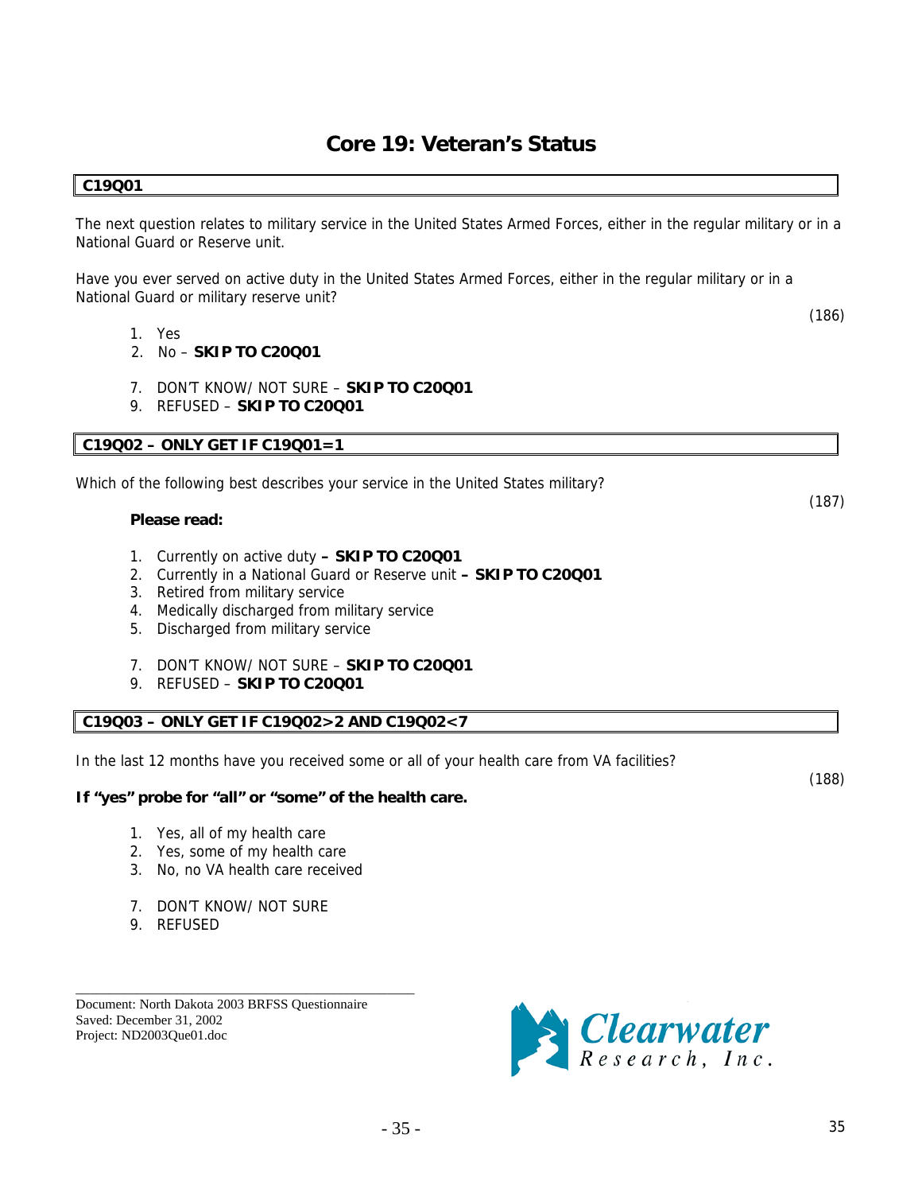# Core 19: Veteran's Status

**C19Q01**

The next question relates to military service in the United States Armed Forces, either in the regular military or in a National Guard or Reserve unit.

Have you ever served on active duty in the United States Armed Forces, either in the regular military or in a National Guard or military reserve unit?

(186)

1. Yes
2. No – **SKIP TO C20Q01**

7. DON'T KNOW/ NOT SURE – **SKIP TO C20Q01**
9. REFUSED – **SKIP TO C20Q01**

**C19Q02 – ONLY GET IF C19Q01=1**

Which of the following best describes your service in the United States military?

(187)

**Please read:**

1. Currently on active duty **– SKIP TO C20Q01**
2. Currently in a National Guard or Reserve unit **– SKIP TO C20Q01**
3. Retired from military service
4. Medically discharged from military service
5. Discharged from military service

7. DON'T KNOW/ NOT SURE – **SKIP TO C20Q01**
9. REFUSED – **SKIP TO C20Q01**

**C19Q03 – ONLY GET IF C19Q02>2 AND C19Q02<7**

In the last 12 months have you received some or all of your health care from VA facilities?

(188)

**If "yes" probe for "all" or "some" of the health care.**

1. Yes, all of my health care
2. Yes, some of my health care
3. No, no VA health care received

7. DON'T KNOW/ NOT SURE
9. REFUSED

Document: North Dakota 2003 BRFSS Questionnaire
Saved: December 31, 2002
Project: ND2003Que01.doc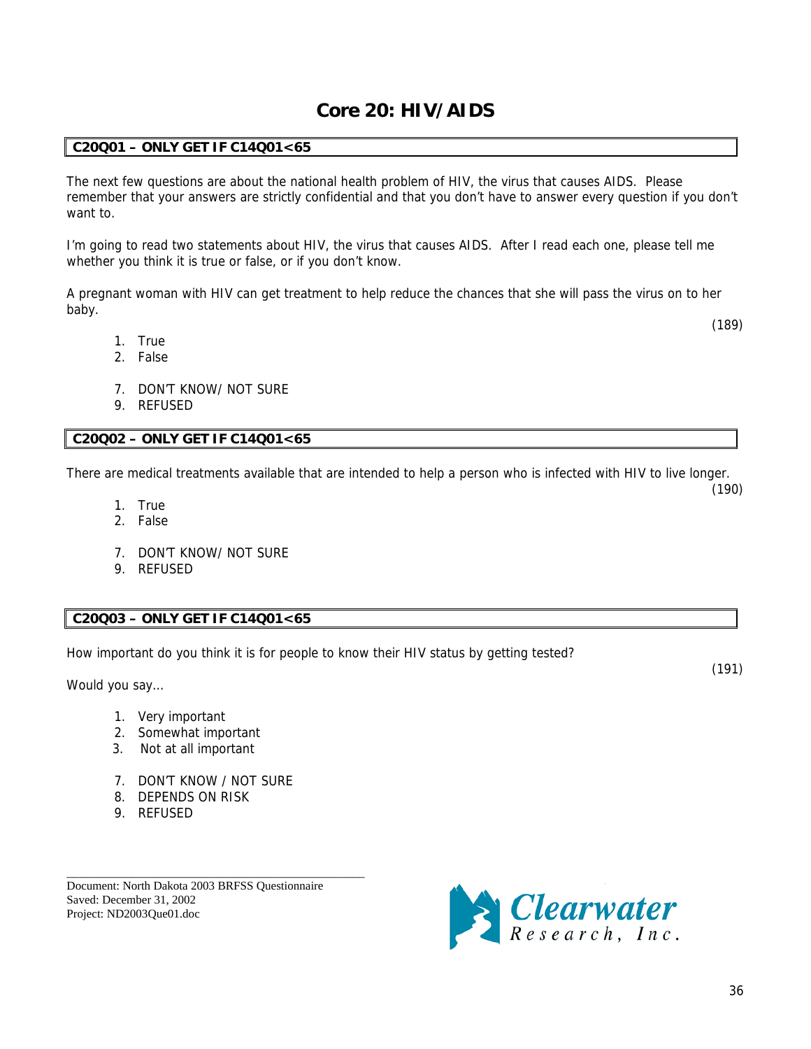# Core 20: HIV/AIDS

**C20Q01 – ONLY GET IF C14Q01<65**

The next few questions are about the national health problem of HIV, the virus that causes AIDS. Please remember that your answers are strictly confidential and that you don't have to answer every question if you don't want to.

I'm going to read two statements about HIV, the virus that causes AIDS. After I read each one, please tell me whether you think it is true or false, or if you don't know.

A pregnant woman with HIV can get treatment to help reduce the chances that she will pass the virus on to her baby.

(189)

1. True
2. False

7. DON'T KNOW/ NOT SURE
9. REFUSED

**C20Q02 – ONLY GET IF C14Q01<65**

There are medical treatments available that are intended to help a person who is infected with HIV to live longer.

(190)

1. True
2. False

7. DON'T KNOW/ NOT SURE
9. REFUSED

**C20Q03 – ONLY GET IF C14Q01<65**

How important do you think it is for people to know their HIV status by getting tested?

(191)

Would you say…

1. Very important
2. Somewhat important
3. Not at all important

7. DON'T KNOW / NOT SURE
8. DEPENDS ON RISK
9. REFUSED

Document: North Dakota 2003 BRFSS Questionnaire
Saved: December 31, 2002
Project: ND2003Que01.doc

Clearwater Research, Inc.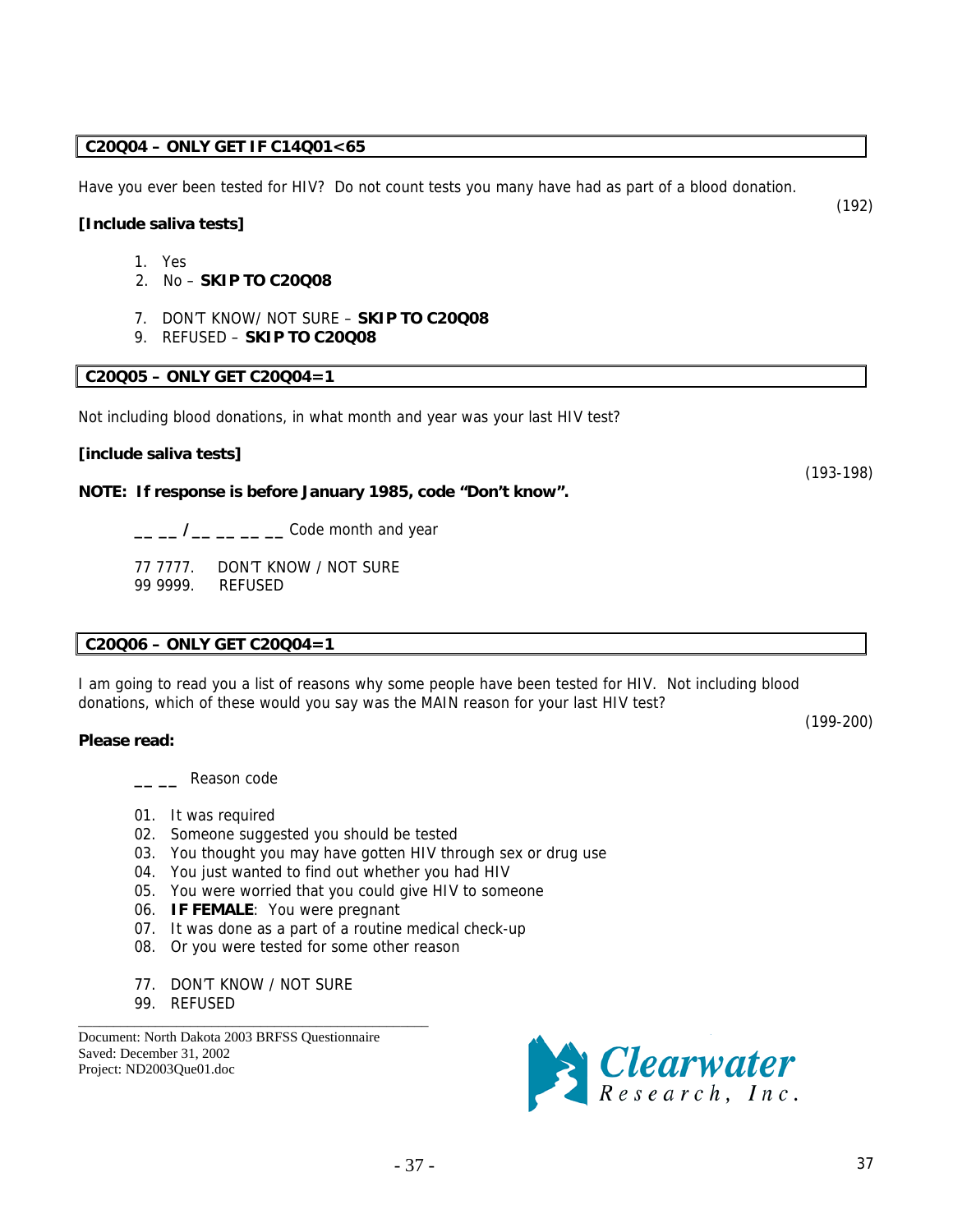**C20Q04 – ONLY GET IF C14Q01<65**

Have you ever been tested for HIV? Do not count tests you many have had as part of a blood donation.

(192)

**[Include saliva tests]**

1. Yes
2. No – **SKIP TO C20Q08**

7. DON'T KNOW/ NOT SURE – **SKIP TO C20Q08**
9. REFUSED – **SKIP TO C20Q08**

**C20Q05 – ONLY GET C20Q04=1**

Not including blood donations, in what month and year was your last HIV test?

**[include saliva tests]**

(193-198)

**NOTE: If response is before January 1985, code "Don't know".**

__ __ **/** __ __ __ __ Code month and year

77 7777. DON'T KNOW / NOT SURE
99 9999. REFUSED

**C20Q06 – ONLY GET C20Q04=1**

I am going to read you a list of reasons why some people have been tested for HIV. Not including blood donations, which of these would you say was the MAIN reason for your last HIV test?

(199-200)

**Please read:**

__ __ Reason code

01. It was required
02. Someone suggested you should be tested
03. You thought you may have gotten HIV through sex or drug use
04. You just wanted to find out whether you had HIV
05. You were worried that you could give HIV to someone
06. **IF FEMALE**: You were pregnant
07. It was done as a part of a routine medical check-up
08. Or you were tested for some other reason

77. DON'T KNOW / NOT SURE
99. REFUSED

Document: North Dakota 2003 BRFSS Questionnaire
Saved: December 31, 2002
Project: ND2003Que01.doc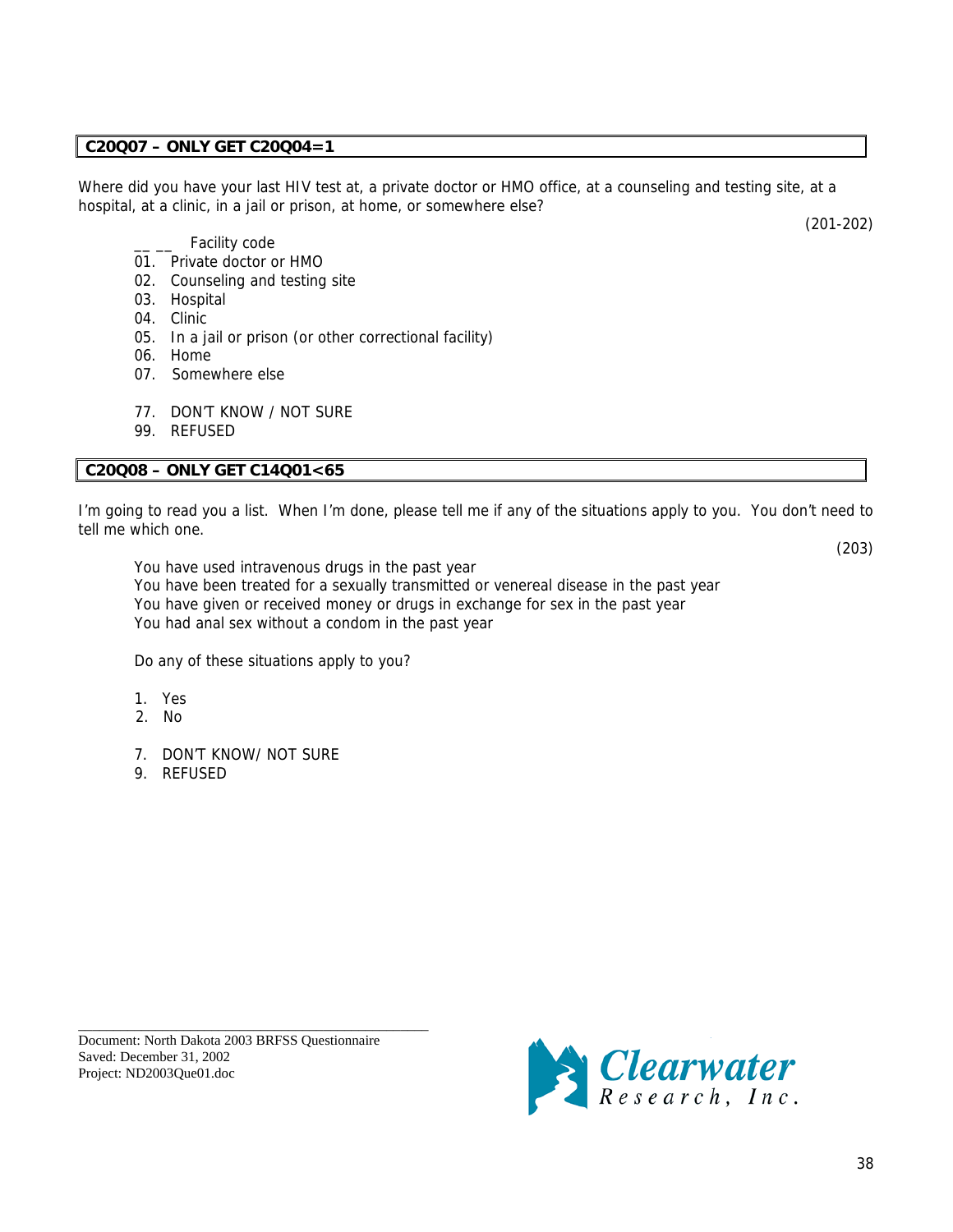**C20Q07 – ONLY GET C20Q04=1**

Where did you have your last HIV test at, a private doctor or HMO office, at a counseling and testing site, at a hospital, at a clinic, in a jail or prison, at home, or somewhere else?

(201-202)

__ __ Facility code
01. Private doctor or HMO
02. Counseling and testing site
03. Hospital
04. Clinic
05. In a jail or prison (or other correctional facility)
06. Home
07. Somewhere else

77. DON'T KNOW / NOT SURE
99. REFUSED

**C20Q08 – ONLY GET C14Q01<65**

I'm going to read you a list. When I'm done, please tell me if any of the situations apply to you. You don't need to tell me which one.

(203)

You have used intravenous drugs in the past year
You have been treated for a sexually transmitted or venereal disease in the past year
You have given or received money or drugs in exchange for sex in the past year
You had anal sex without a condom in the past year

Do any of these situations apply to you?

1. Yes
2. No

7. DON'T KNOW/ NOT SURE
9. REFUSED

Document: North Dakota 2003 BRFSS Questionnaire
Saved: December 31, 2002
Project: ND2003Que01.doc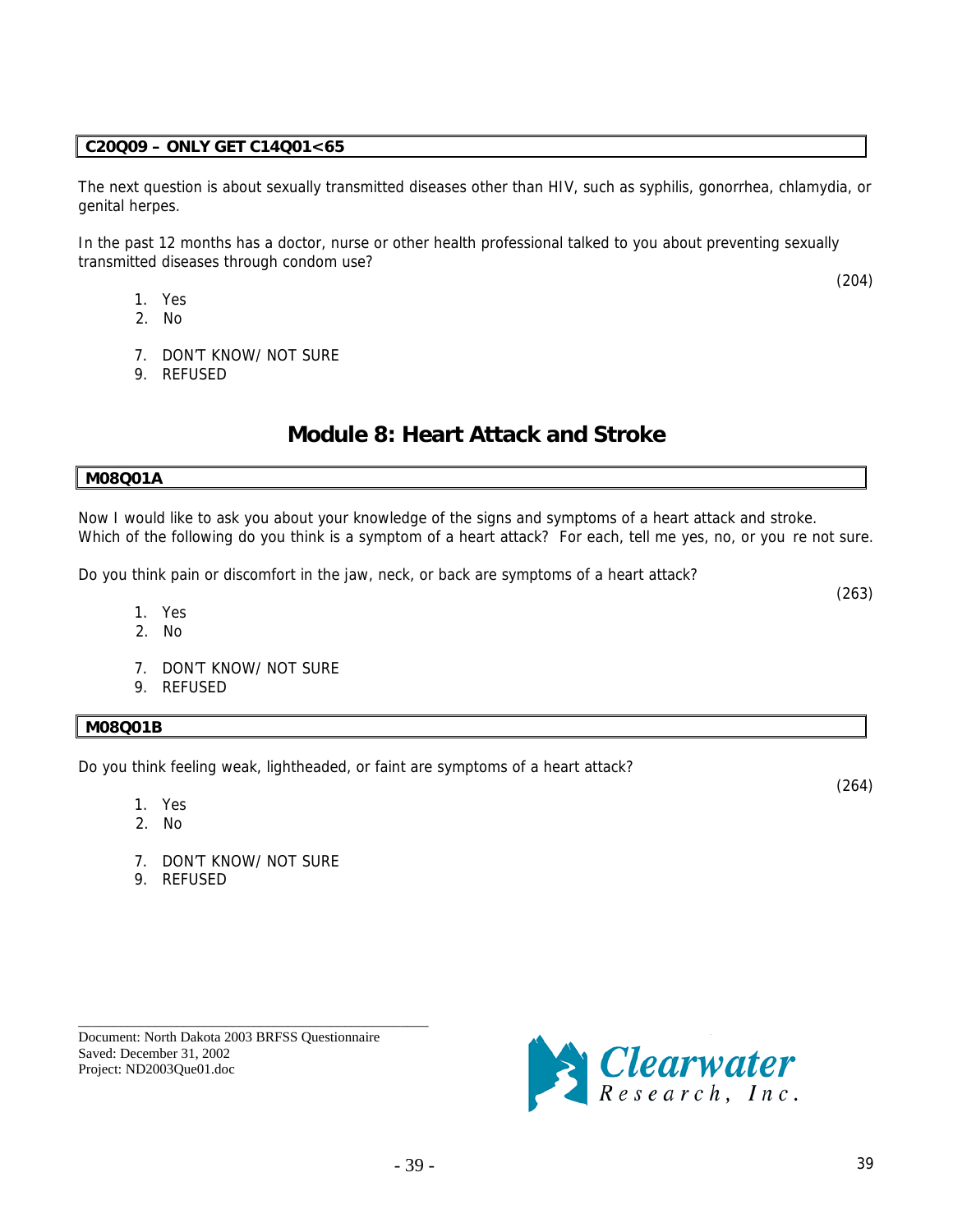**C20Q09 – ONLY GET C14Q01<65**

The next question is about sexually transmitted diseases other than HIV, such as syphilis, gonorrhea, chlamydia, or genital herpes.

In the past 12 months has a doctor, nurse or other health professional talked to you about preventing sexually transmitted diseases through condom use?

(204)

1. Yes
2. No

7. DON'T KNOW/ NOT SURE
9. REFUSED

# Module 8: Heart Attack and Stroke

**M08Q01A**

Now I would like to ask you about your knowledge of the signs and symptoms of a heart attack and stroke. Which of the following do you think is a symptom of a heart attack? For each, tell me yes, no, or you re not sure.

Do you think pain or discomfort in the jaw, neck, or back are symptoms of a heart attack?

(263)

1. Yes
2. No

7. DON'T KNOW/ NOT SURE
9. REFUSED

**M08Q01B**

Do you think feeling weak, lightheaded, or faint are symptoms of a heart attack?

(264)

1. Yes
2. No

7. DON'T KNOW/ NOT SURE
9. REFUSED

Document: North Dakota 2003 BRFSS Questionnaire
Saved: December 31, 2002
Project: ND2003Que01.doc

Clearwater Research, Inc.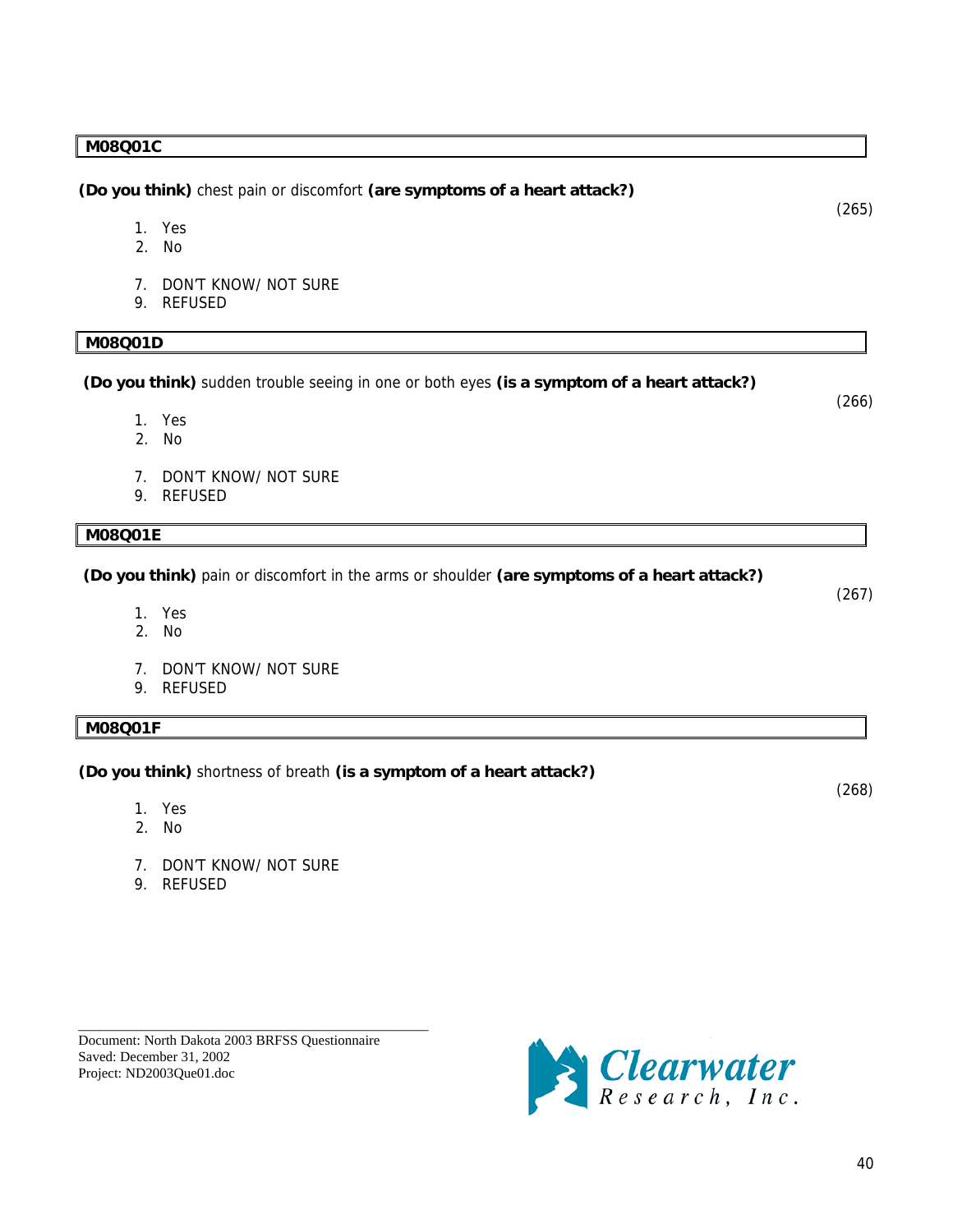**M08Q01C**

**(Do you think)** chest pain or discomfort **(are symptoms of a heart attack?)**

(265)

1. Yes
2. No

7. DON'T KNOW/ NOT SURE
9. REFUSED

**M08Q01D**

**(Do you think)** sudden trouble seeing in one or both eyes **(is a symptom of a heart attack?)**

(266)

1. Yes
2. No

7. DON'T KNOW/ NOT SURE
9. REFUSED

**M08Q01E**

**(Do you think)** pain or discomfort in the arms or shoulder **(are symptoms of a heart attack?)**

(267)

1. Yes
2. No

7. DON'T KNOW/ NOT SURE
9. REFUSED

**M08Q01F**

**(Do you think)** shortness of breath **(is a symptom of a heart attack?)**

(268)

1. Yes
2. No

7. DON'T KNOW/ NOT SURE
9. REFUSED

Document: North Dakota 2003 BRFSS Questionnaire
Saved: December 31, 2002
Project: ND2003Que01.doc

Clearwater Research, Inc.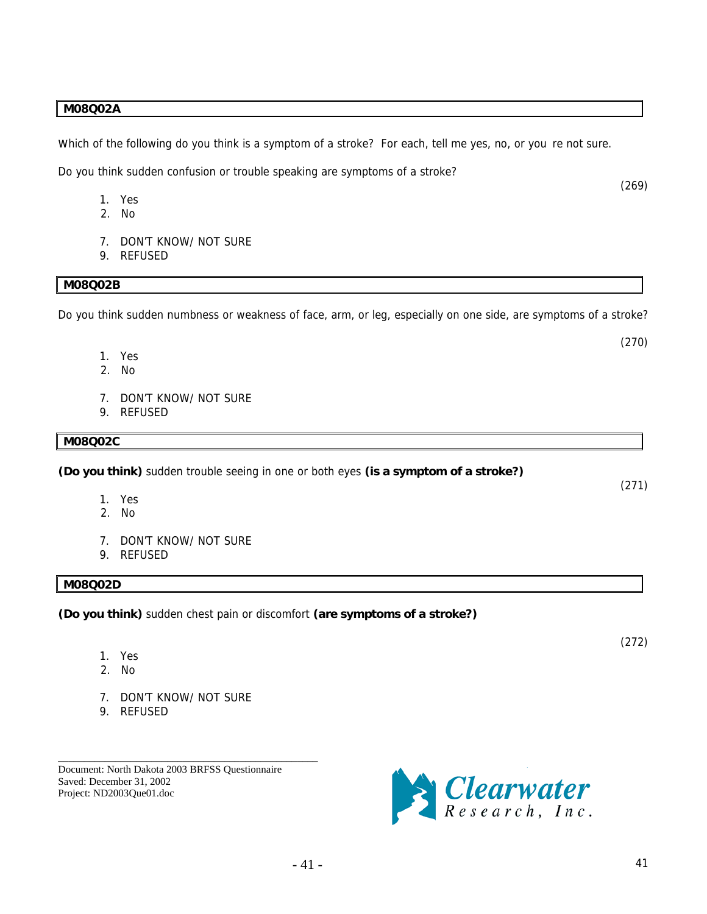**M08Q02A**

Which of the following do you think is a symptom of a stroke?  For each, tell me yes, no, or you  re not sure.

Do you think sudden confusion or trouble speaking are symptoms of a stroke?

(269)

1. Yes
2. No

7. DON'T KNOW/ NOT SURE
9. REFUSED

**M08Q02B**

Do you think sudden numbness or weakness of face, arm, or leg, especially on one side, are symptoms of a stroke?

(270)

1. Yes
2. No

7. DON'T KNOW/ NOT SURE
9. REFUSED

**M08Q02C**

**(Do you think)** sudden trouble seeing in one or both eyes **(is a symptom of a stroke?)**

(271)

1. Yes
2. No

7. DON'T KNOW/ NOT SURE
9. REFUSED

**M08Q02D**

**(Do you think)** sudden chest pain or discomfort **(are symptoms of a stroke?)**

(272)

1. Yes
2. No

7. DON'T KNOW/ NOT SURE
9. REFUSED

Document: North Dakota 2003 BRFSS Questionnaire
Saved: December 31, 2002
Project: ND2003Que01.doc

Clearwater Research, Inc.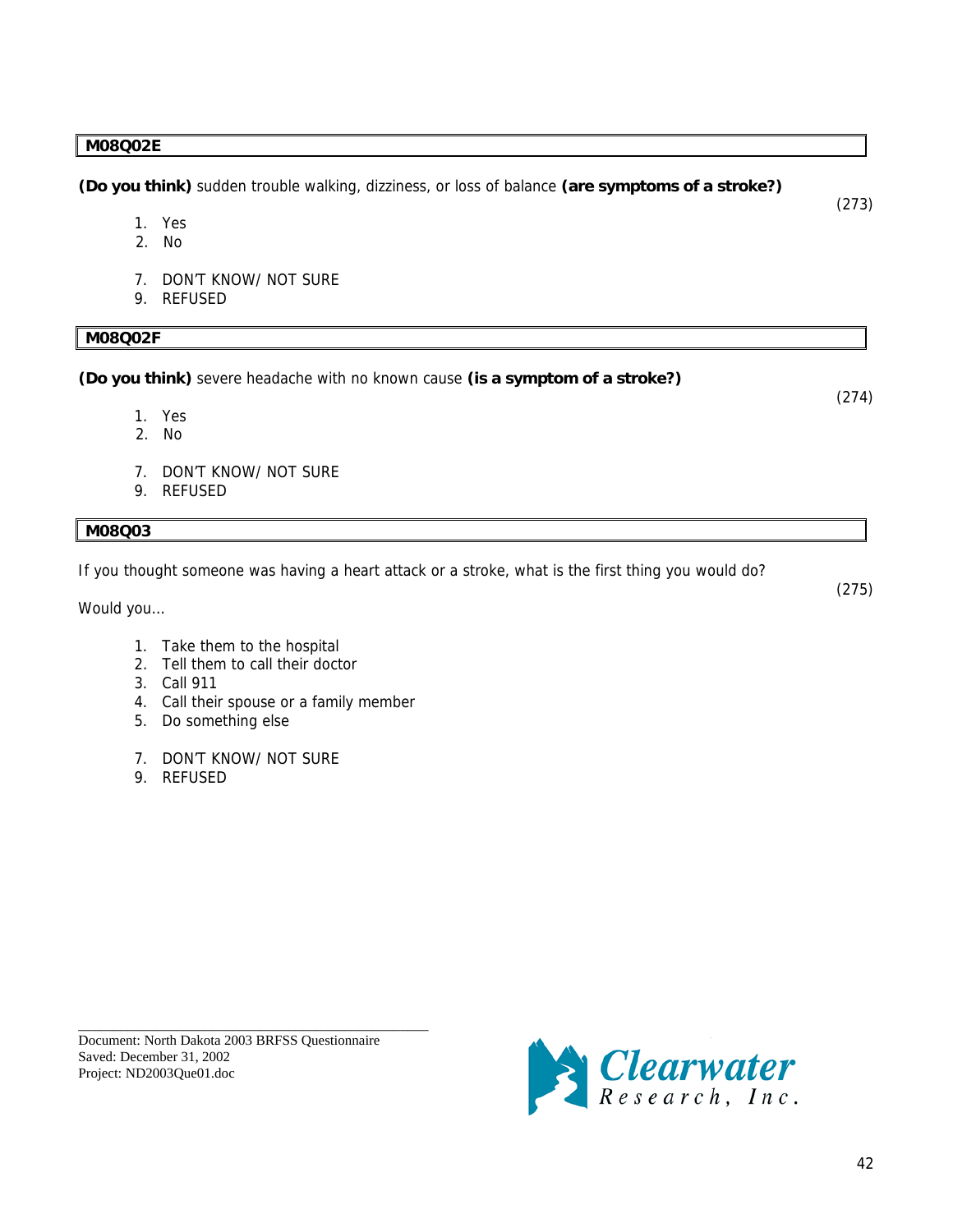**M08Q02E**

**(Do you think)** sudden trouble walking, dizziness, or loss of balance **(are symptoms of a stroke?)**

(273)

1. Yes
2. No

7. DON'T KNOW/ NOT SURE
9. REFUSED

**M08Q02F**

**(Do you think)** severe headache with no known cause **(is a symptom of a stroke?)**

(274)

1. Yes
2. No

7. DON'T KNOW/ NOT SURE
9. REFUSED

**M08Q03**

If you thought someone was having a heart attack or a stroke, what is the first thing you would do?

(275)

Would you…

1. Take them to the hospital
2. Tell them to call their doctor
3. Call 911
4. Call their spouse or a family member
5. Do something else

7. DON'T KNOW/ NOT SURE
9. REFUSED

Document: North Dakota 2003 BRFSS Questionnaire
Saved: December 31, 2002
Project: ND2003Que01.doc

Clearwater Research, Inc.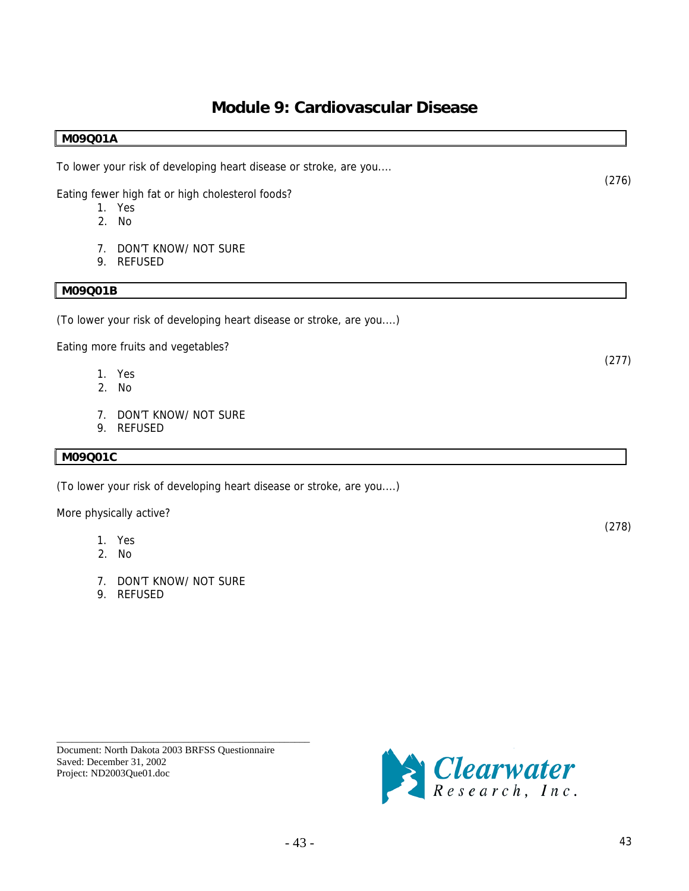# Module 9: Cardiovascular Disease

**M09Q01A**

To lower your risk of developing heart disease or stroke, are you....

(276)

Eating fewer high fat or high cholesterol foods?

1. Yes
2. No

7. DON'T KNOW/ NOT SURE
9. REFUSED

**M09Q01B**

(To lower your risk of developing heart disease or stroke, are you....)

Eating more fruits and vegetables?

(277)

1. Yes
2. No

7. DON'T KNOW/ NOT SURE
9. REFUSED

**M09Q01C**

(To lower your risk of developing heart disease or stroke, are you....)

More physically active?

(278)

1. Yes
2. No

7. DON'T KNOW/ NOT SURE
9. REFUSED

Document: North Dakota 2003 BRFSS Questionnaire
Saved: December 31, 2002
Project: ND2003Que01.doc

Clearwater Research, Inc.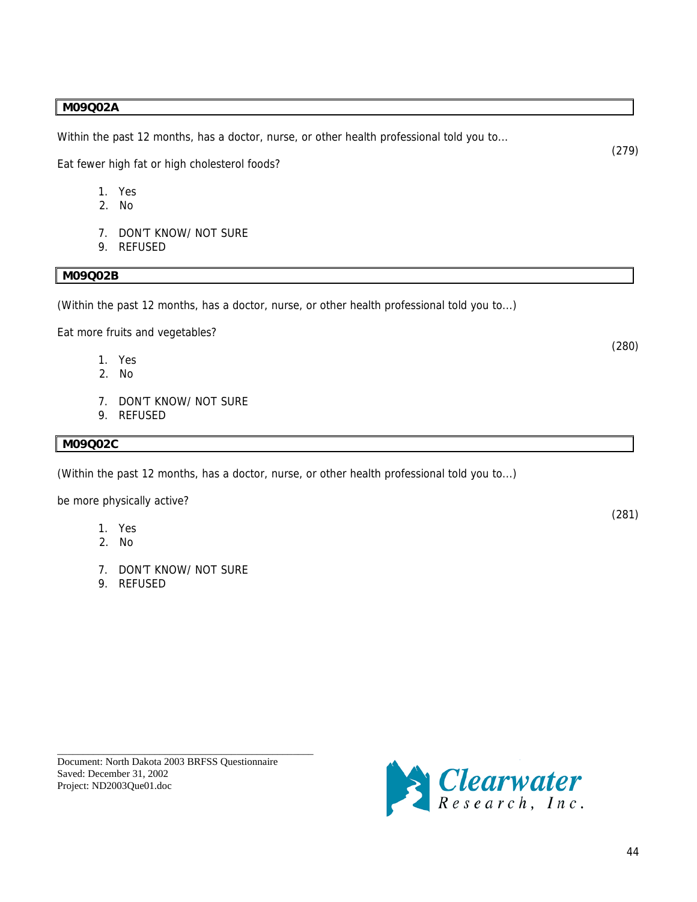**M09Q02A**

Within the past 12 months, has a doctor, nurse, or other health professional told you to...

(279)

Eat fewer high fat or high cholesterol foods?

1. Yes
2. No

7. DON'T KNOW/ NOT SURE
9. REFUSED

**M09Q02B**

(Within the past 12 months, has a doctor, nurse, or other health professional told you to...)

Eat more fruits and vegetables?

(280)

1. Yes
2. No

7. DON'T KNOW/ NOT SURE
9. REFUSED

**M09Q02C**

(Within the past 12 months, has a doctor, nurse, or other health professional told you to...)

be more physically active?

(281)

1. Yes
2. No

7. DON'T KNOW/ NOT SURE
9. REFUSED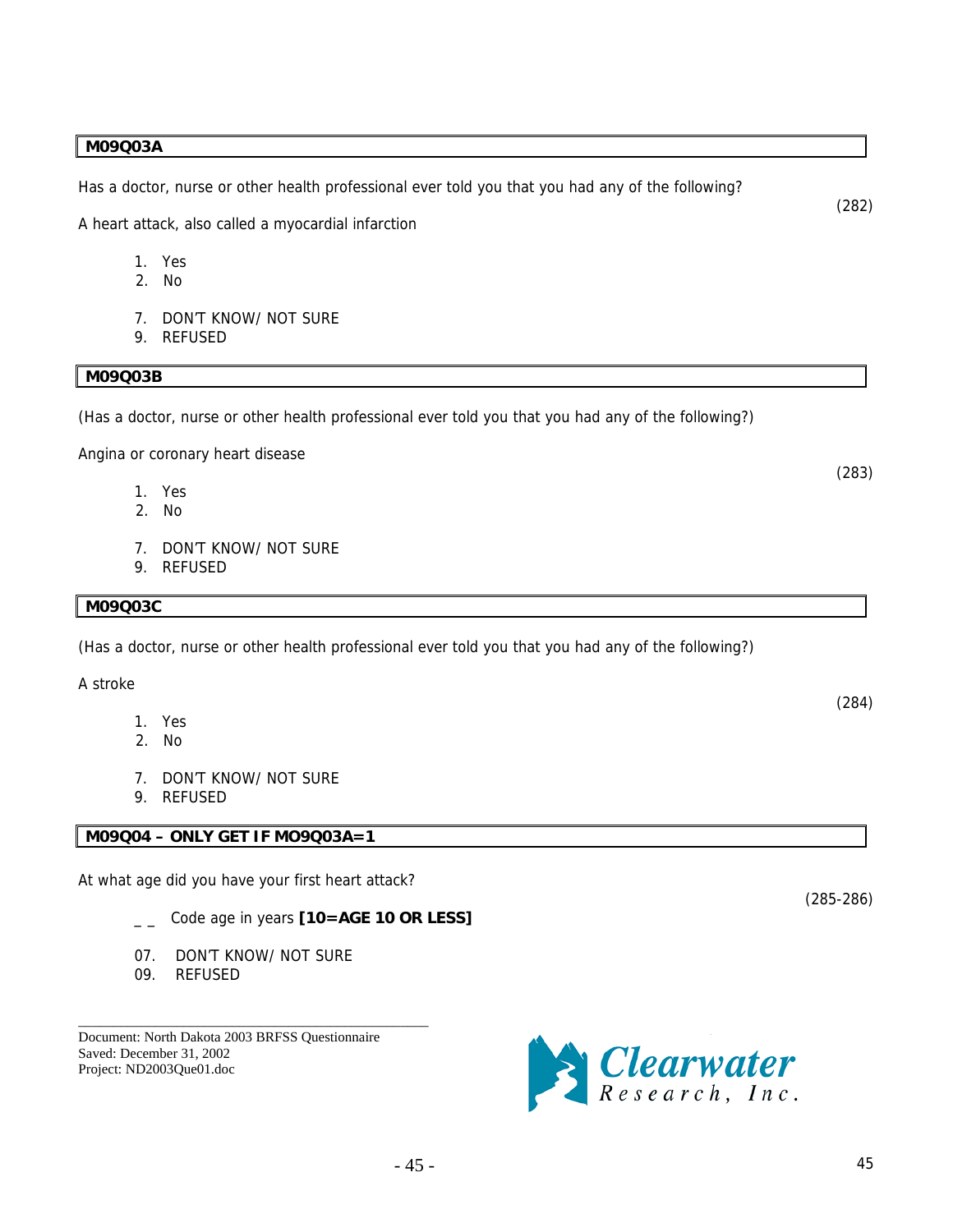**M09Q03A**

Has a doctor, nurse or other health professional ever told you that you had any of the following?

(282)

A heart attack, also called a myocardial infarction

1. Yes
2. No

7. DON'T KNOW/ NOT SURE
9. REFUSED

**M09Q03B**

(Has a doctor, nurse or other health professional ever told you that you had any of the following?)

Angina or coronary heart disease

(283)

1. Yes
2. No

7. DON'T KNOW/ NOT SURE
9. REFUSED

**M09Q03C**

(Has a doctor, nurse or other health professional ever told you that you had any of the following?)

A stroke

(284)

1. Yes
2. No

7. DON'T KNOW/ NOT SURE
9. REFUSED

**M09Q04 – ONLY GET IF MO9Q03A=1**

At what age did you have your first heart attack?

(285-286)

_ _ Code age in years **[10=AGE 10 OR LESS]**

07. DON'T KNOW/ NOT SURE
09. REFUSED

Document: North Dakota 2003 BRFSS Questionnaire
Saved: December 31, 2002
Project: ND2003Que01.doc

Clearwater Research, Inc.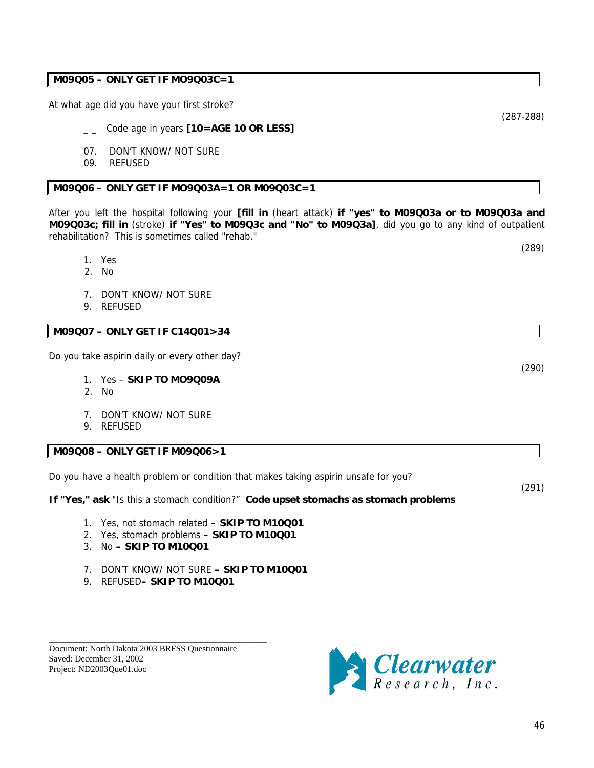**M09Q05 – ONLY GET IF MO9Q03C=1**

At what age did you have your first stroke?

(287-288)

_ _ Code age in years **[10=AGE 10 OR LESS]**

07. DON'T KNOW/ NOT SURE
09. REFUSED

**M09Q06 – ONLY GET IF MO9Q03A=1 OR M09Q03C=1**

After you left the hospital following your **[fill in** (heart attack) **if "yes" to M09Q03a or to M09Q03a and M09Q03c; fill in** (stroke) **if "Yes" to M09Q3c and "No" to M09Q3a]**, did you go to any kind of outpatient rehabilitation? This is sometimes called "rehab."

(289)

1. Yes
2. No

7. DON'T KNOW/ NOT SURE
9. REFUSED

**M09Q07 – ONLY GET IF C14Q01>34**

Do you take aspirin daily or every other day?

(290)

1. Yes – **SKIP TO MO9Q09A**
2. No

7. DON'T KNOW/ NOT SURE
9. REFUSED

**M09Q08 – ONLY GET IF M09Q06>1**

Do you have a health problem or condition that makes taking aspirin unsafe for you?

(291)

**If "Yes," ask** "Is this a stomach condition?" **Code upset stomachs as stomach problems**

1. Yes, not stomach related **– SKIP TO M10Q01**
2. Yes, stomach problems **– SKIP TO M10Q01**
3. No **– SKIP TO M10Q01**

7. DON'T KNOW/ NOT SURE **– SKIP TO M10Q01**
9. REFUSED**– SKIP TO M10Q01**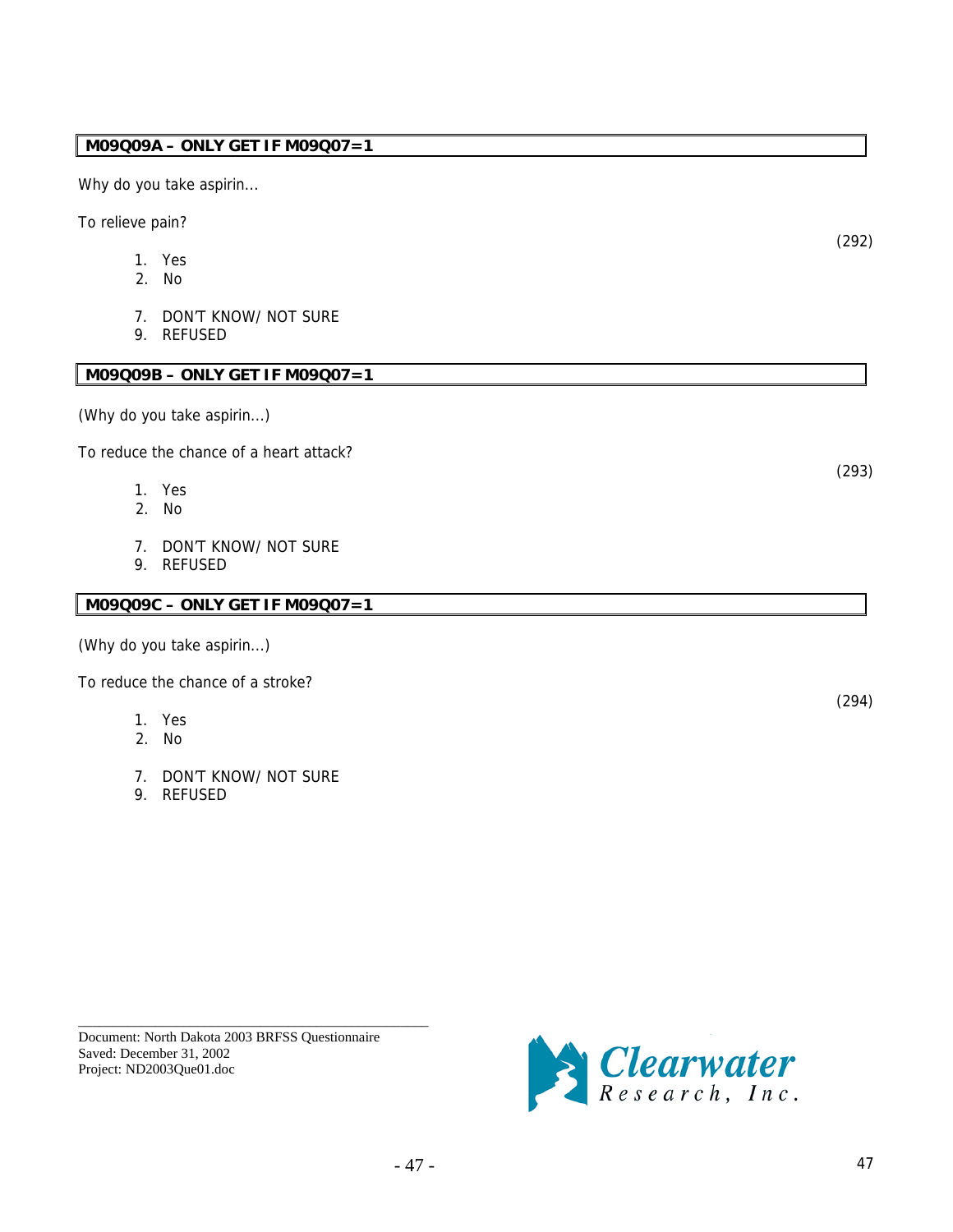**M09Q09A – ONLY GET IF M09Q07=1**

Why do you take aspirin...

To relieve pain?

(292)

1. Yes
2. No

7. DON'T KNOW/ NOT SURE
9. REFUSED

**M09Q09B – ONLY GET IF M09Q07=1**

(Why do you take aspirin...)

To reduce the chance of a heart attack?

(293)

1. Yes
2. No

7. DON'T KNOW/ NOT SURE
9. REFUSED

**M09Q09C – ONLY GET IF M09Q07=1**

(Why do you take aspirin...)

To reduce the chance of a stroke?

(294)

1. Yes
2. No

7. DON'T KNOW/ NOT SURE
9. REFUSED

Document: North Dakota 2003 BRFSS Questionnaire
Saved: December 31, 2002
Project: ND2003Que01.doc

Clearwater Research, Inc.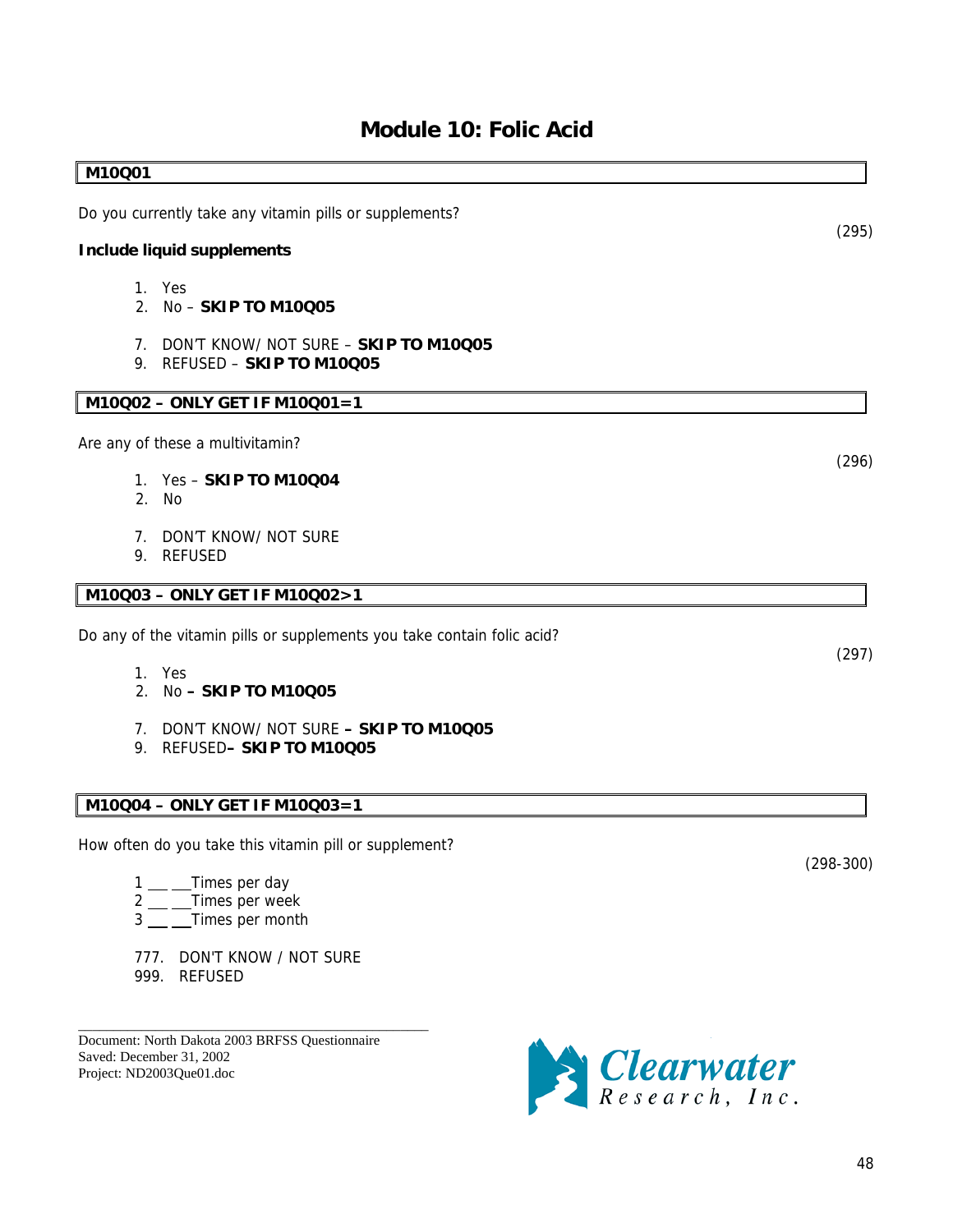# Module 10: Folic Acid

**M10Q01**

Do you currently take any vitamin pills or supplements? (295)

**Include liquid supplements**

1. Yes
2. No – **SKIP TO M10Q05**

7. DON'T KNOW/ NOT SURE – **SKIP TO M10Q05**
9. REFUSED – **SKIP TO M10Q05**

**M10Q02 – ONLY GET IF M10Q01=1**

Are any of these a multivitamin? (296)

1. Yes – **SKIP TO M10Q04**
2. No

7. DON'T KNOW/ NOT SURE
9. REFUSED

**M10Q03 – ONLY GET IF M10Q02>1**

Do any of the vitamin pills or supplements you take contain folic acid? (297)

1. Yes
2. No **– SKIP TO M10Q05**

7. DON'T KNOW/ NOT SURE **– SKIP TO M10Q05**
9. REFUSED**– SKIP TO M10Q05**

**M10Q04 – ONLY GET IF M10Q03=1**

How often do you take this vitamin pill or supplement? (298-300)

1 ___ ___Times per day
2 ___ ___Times per week
3 ___ ___Times per month

777. DON'T KNOW / NOT SURE
999. REFUSED

Document: North Dakota 2003 BRFSS Questionnaire
Saved: December 31, 2002
Project: ND2003Que01.doc

Clearwater Research, Inc.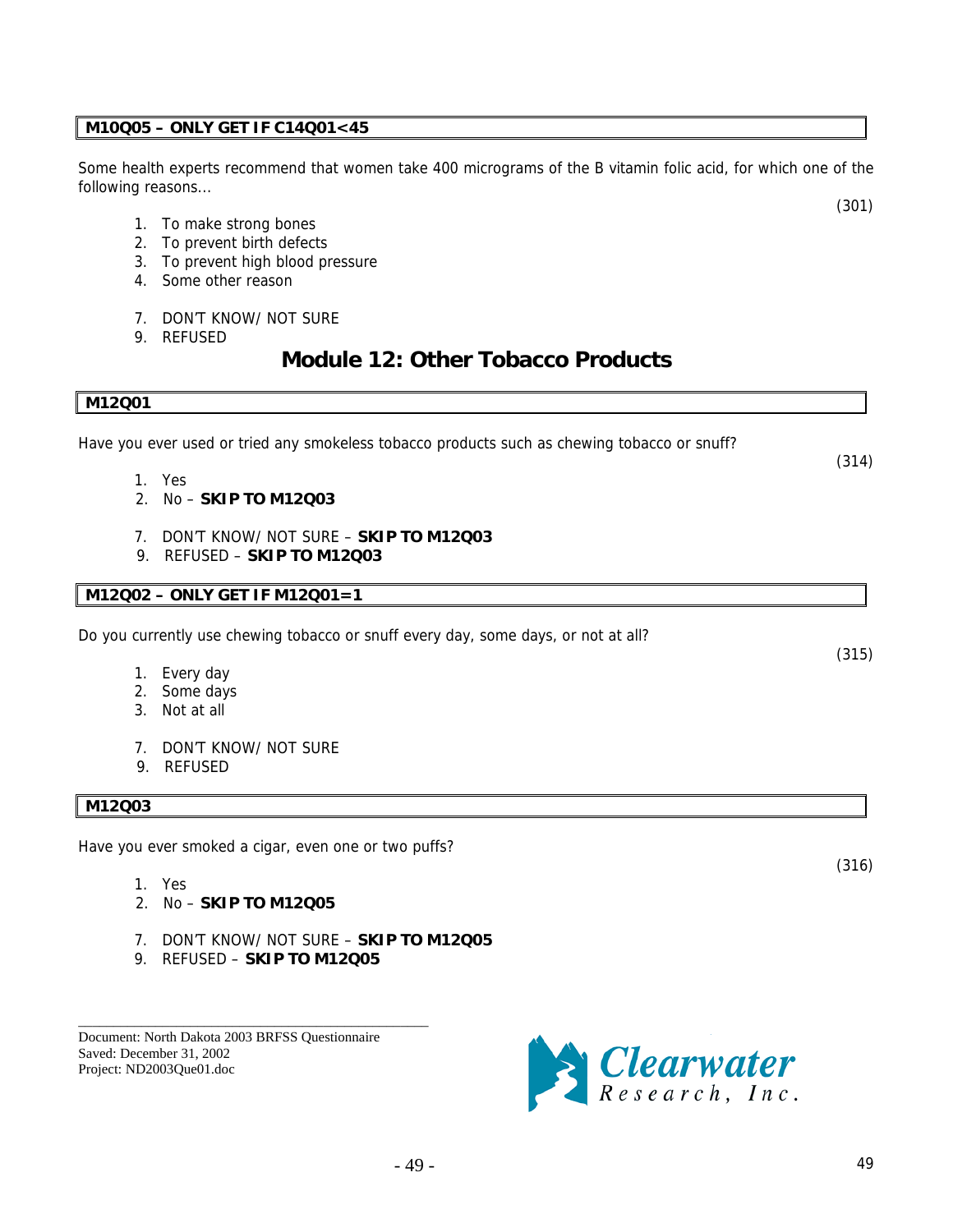**M10Q05 – ONLY GET IF C14Q01<45**

Some health experts recommend that women take 400 micrograms of the B vitamin folic acid, for which one of the following reasons...

(301)

1. To make strong bones
2. To prevent birth defects
3. To prevent high blood pressure
4. Some other reason

7. DON'T KNOW/ NOT SURE
9. REFUSED

# Module 12: Other Tobacco Products

**M12Q01**

Have you ever used or tried any smokeless tobacco products such as chewing tobacco or snuff?

(314)

1. Yes
2. No – **SKIP TO M12Q03**

7. DON'T KNOW/ NOT SURE – **SKIP TO M12Q03**
9. REFUSED – **SKIP TO M12Q03**

**M12Q02 – ONLY GET IF M12Q01=1**

Do you currently use chewing tobacco or snuff every day, some days, or not at all?

(315)

1. Every day
2. Some days
3. Not at all

7. DON'T KNOW/ NOT SURE
9. REFUSED

**M12Q03**

Have you ever smoked a cigar, even one or two puffs?

(316)

1. Yes
2. No – **SKIP TO M12Q05**

7. DON'T KNOW/ NOT SURE – **SKIP TO M12Q05**
9. REFUSED – **SKIP TO M12Q05**

Document: North Dakota 2003 BRFSS Questionnaire
Saved: December 31, 2002
Project: ND2003Que01.doc

Clearwater Research, Inc.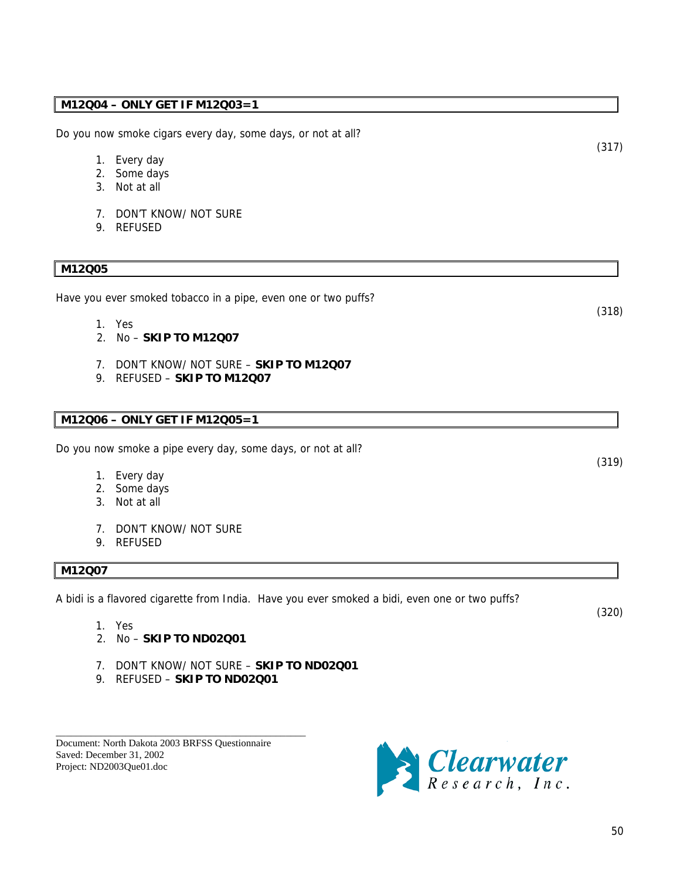**M12Q04 – ONLY GET IF M12Q03=1**

Do you now smoke cigars every day, some days, or not at all?

(317)

1. Every day
2. Some days
3. Not at all

7. DON'T KNOW/ NOT SURE
9. REFUSED

**M12Q05**

Have you ever smoked tobacco in a pipe, even one or two puffs?

(318)

1. Yes
2. No – **SKIP TO M12Q07**

7. DON'T KNOW/ NOT SURE – **SKIP TO M12Q07**
9. REFUSED – **SKIP TO M12Q07**

**M12Q06 – ONLY GET IF M12Q05=1**

Do you now smoke a pipe every day, some days, or not at all?

(319)

1. Every day
2. Some days
3. Not at all

7. DON'T KNOW/ NOT SURE
9. REFUSED

**M12Q07**

A bidi is a flavored cigarette from India. Have you ever smoked a bidi, even one or two puffs?

(320)

1. Yes
2. No – **SKIP TO ND02Q01**

7. DON'T KNOW/ NOT SURE – **SKIP TO ND02Q01**
9. REFUSED – **SKIP TO ND02Q01**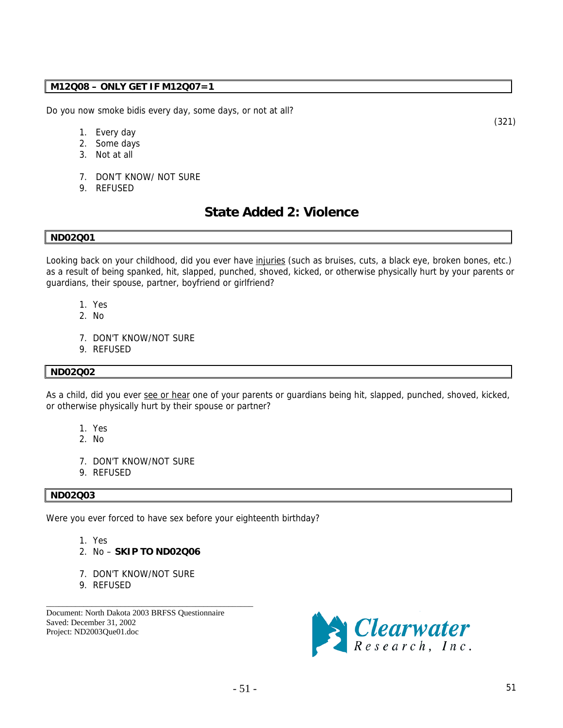**M12Q08 – ONLY GET IF M12Q07=1**

Do you now smoke bidis every day, some days, or not at all?

(321)

1. Every day
2. Some days
3. Not at all

7. DON'T KNOW/ NOT SURE
9. REFUSED

## State Added 2: Violence

**ND02Q01**

Looking back on your childhood, did you ever have injuries (such as bruises, cuts, a black eye, broken bones, etc.) as a result of being spanked, hit, slapped, punched, shoved, kicked, or otherwise physically hurt by your parents or guardians, their spouse, partner, boyfriend or girlfriend?

1. Yes
2. No

7. DON'T KNOW/NOT SURE
9. REFUSED

**ND02Q02**

As a child, did you ever see or hear one of your parents or guardians being hit, slapped, punched, shoved, kicked, or otherwise physically hurt by their spouse or partner?

1. Yes
2. No

7. DON'T KNOW/NOT SURE
9. REFUSED

**ND02Q03**

Were you ever forced to have sex before your eighteenth birthday?

1. Yes
2. No – **SKIP TO ND02Q06**

7. DON'T KNOW/NOT SURE
9. REFUSED

Document: North Dakota 2003 BRFSS Questionnaire
Saved: December 31, 2002
Project: ND2003Que01.doc

Clearwater Research, Inc.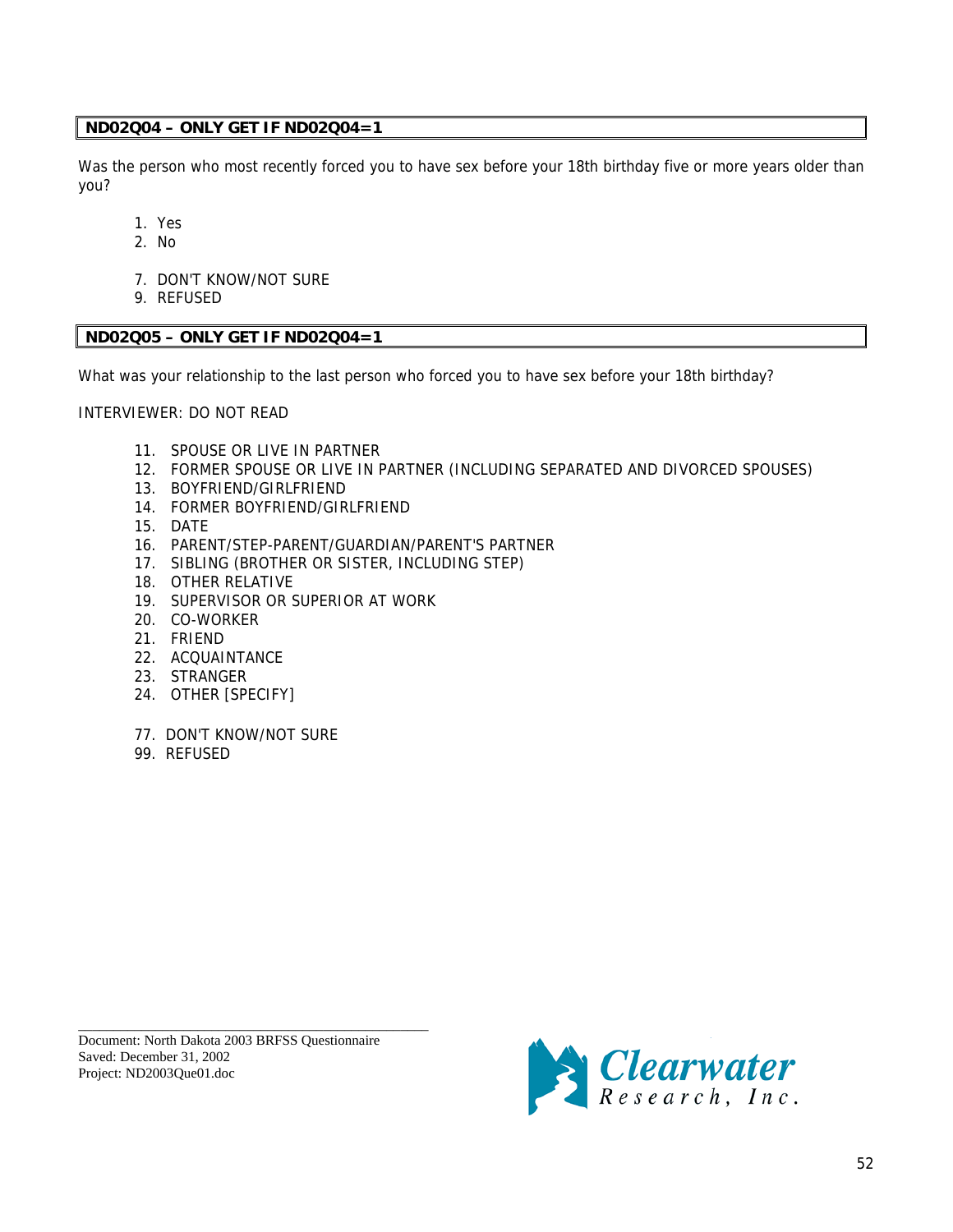**ND02Q04 – ONLY GET IF ND02Q04=1**

Was the person who most recently forced you to have sex before your 18th birthday five or more years older than you?

1. Yes
2. No

7. DON'T KNOW/NOT SURE
9. REFUSED

**ND02Q05 – ONLY GET IF ND02Q04=1**

What was your relationship to the last person who forced you to have sex before your 18th birthday?

INTERVIEWER: DO NOT READ

11. SPOUSE OR LIVE IN PARTNER
12. FORMER SPOUSE OR LIVE IN PARTNER (INCLUDING SEPARATED AND DIVORCED SPOUSES)
13. BOYFRIEND/GIRLFRIEND
14. FORMER BOYFRIEND/GIRLFRIEND
15. DATE
16. PARENT/STEP-PARENT/GUARDIAN/PARENT'S PARTNER
17. SIBLING (BROTHER OR SISTER, INCLUDING STEP)
18. OTHER RELATIVE
19. SUPERVISOR OR SUPERIOR AT WORK
20. CO-WORKER
21. FRIEND
22. ACQUAINTANCE
23. STRANGER
24. OTHER [SPECIFY]

77. DON'T KNOW/NOT SURE
99. REFUSED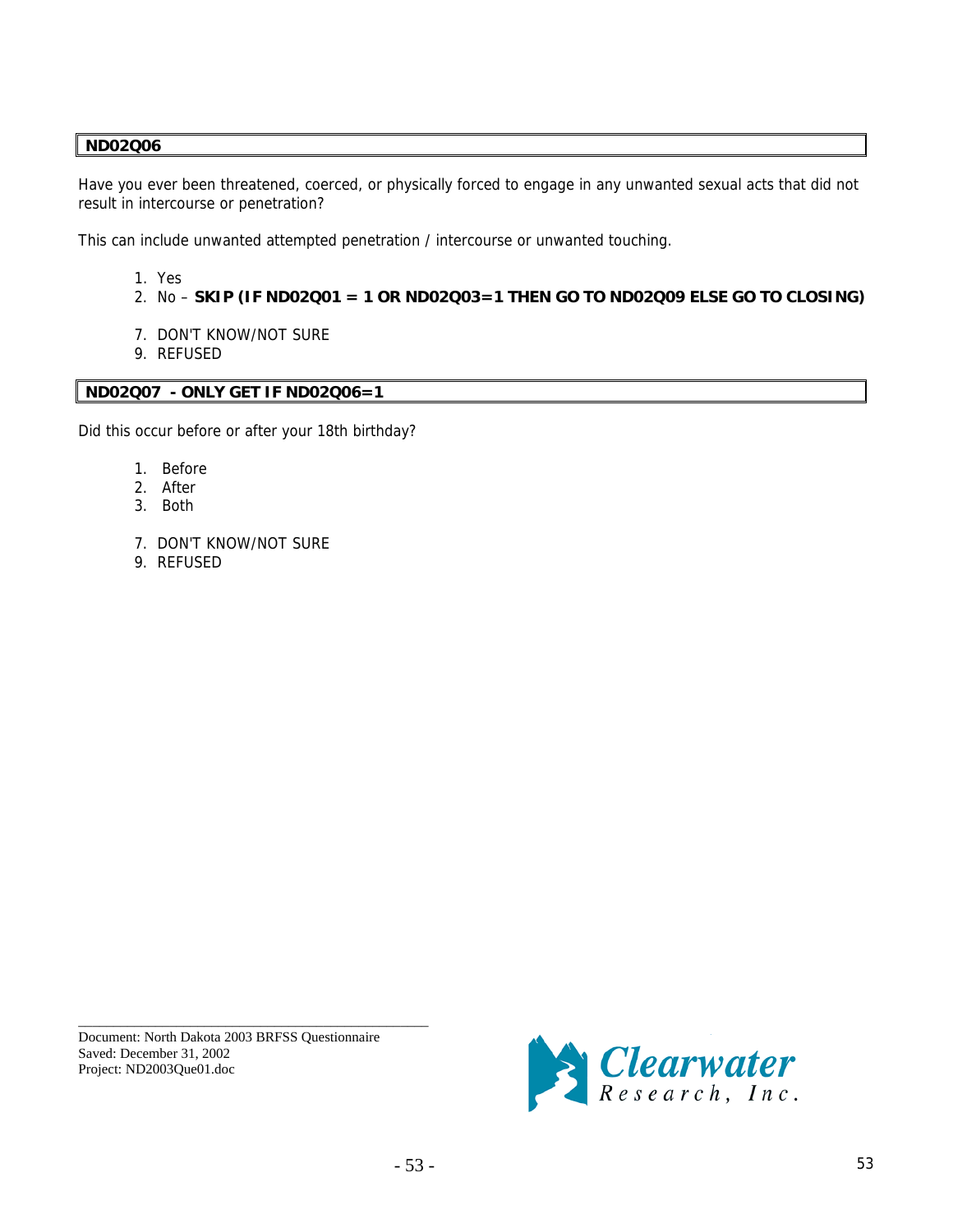**ND02Q06**

Have you ever been threatened, coerced, or physically forced to engage in any unwanted sexual acts that did not result in intercourse or penetration?

This can include unwanted attempted penetration / intercourse or unwanted touching.

1. Yes
2. No – **SKIP (IF ND02Q01 = 1 OR ND02Q03=1 THEN GO TO ND02Q09 ELSE GO TO CLOSING)**

7. DON'T KNOW/NOT SURE
9. REFUSED

**ND02Q07 - ONLY GET IF ND02Q06=1**

Did this occur before or after your 18th birthday?

1. Before
2. After
3. Both

7. DON'T KNOW/NOT SURE
9. REFUSED

Document: North Dakota 2003 BRFSS Questionnaire
Saved: December 31, 2002
Project: ND2003Que01.doc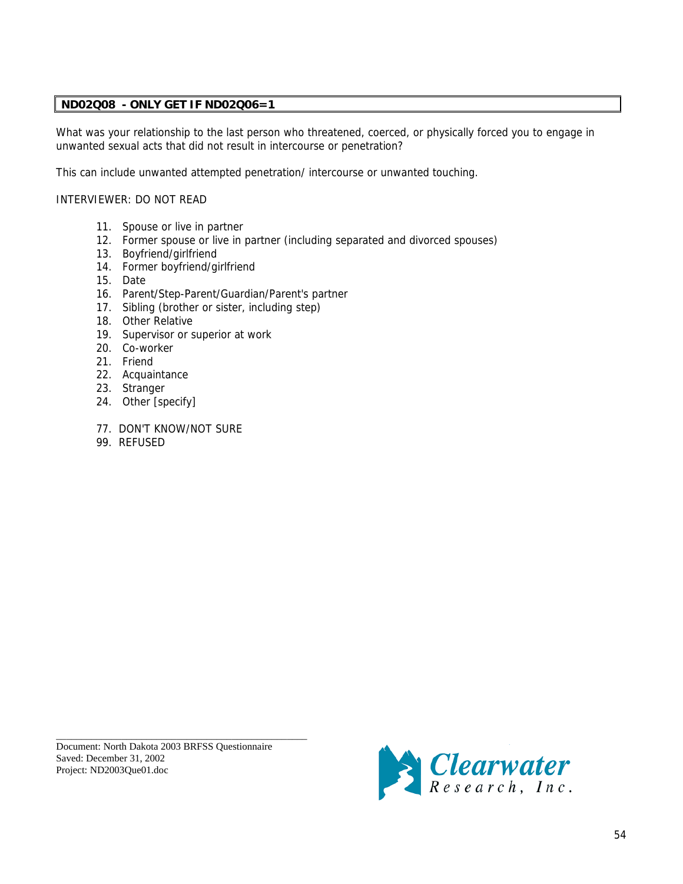**ND02Q08 - ONLY GET IF ND02Q06=1**

What was your relationship to the last person who threatened, coerced, or physically forced you to engage in unwanted sexual acts that did not result in intercourse or penetration?

This can include unwanted attempted penetration/ intercourse or unwanted touching.

INTERVIEWER: DO NOT READ

11. Spouse or live in partner
12. Former spouse or live in partner (including separated and divorced spouses)
13. Boyfriend/girlfriend
14. Former boyfriend/girlfriend
15. Date
16. Parent/Step-Parent/Guardian/Parent's partner
17. Sibling (brother or sister, including step)
18. Other Relative
19. Supervisor or superior at work
20. Co-worker
21. Friend
22. Acquaintance
23. Stranger
24. Other [specify]

77. DON'T KNOW/NOT SURE
99. REFUSED

Document: North Dakota 2003 BRFSS Questionnaire
Saved: December 31, 2002
Project: ND2003Que01.doc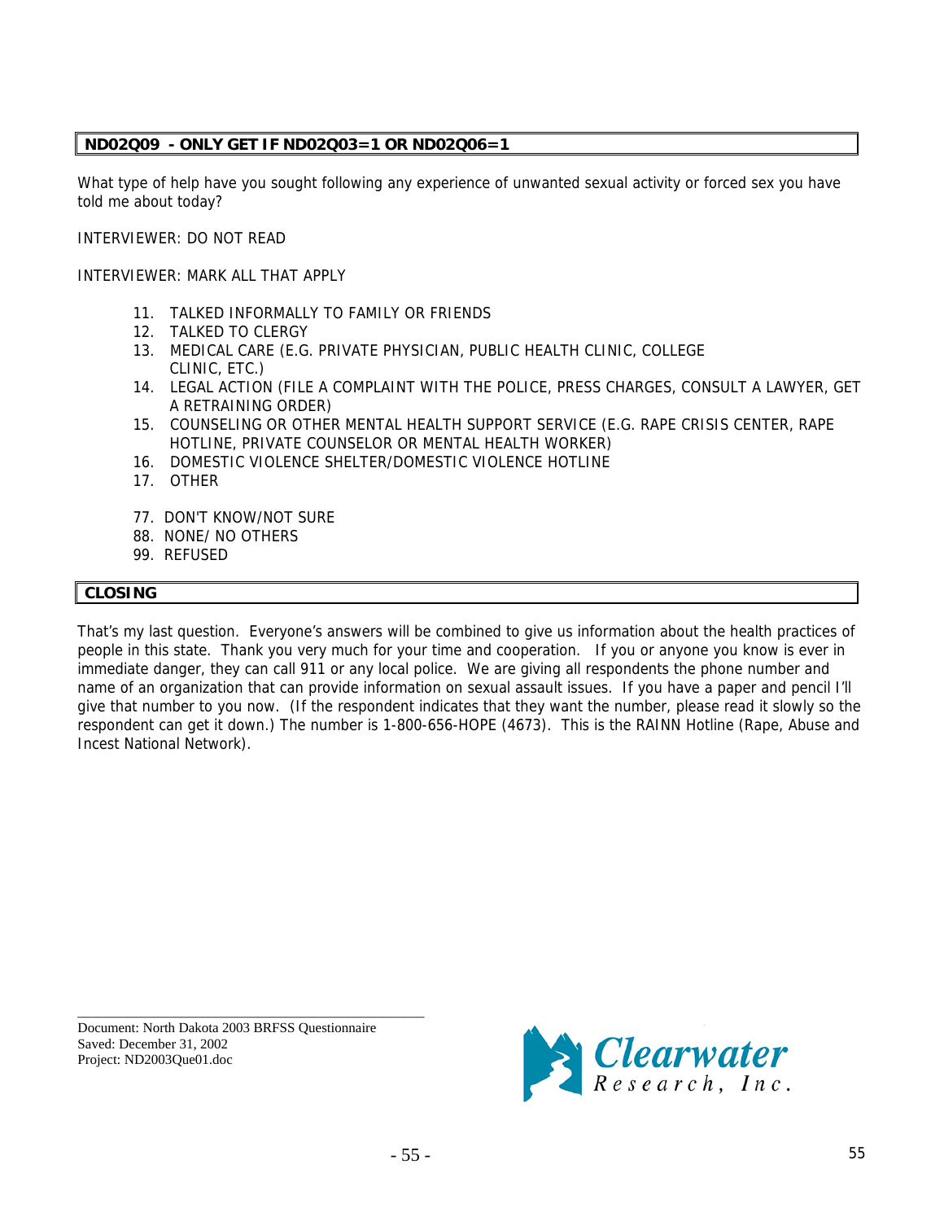**ND02Q09 - ONLY GET IF ND02Q03=1 OR ND02Q06=1**

What type of help have you sought following any experience of unwanted sexual activity or forced sex you have told me about today?

INTERVIEWER: DO NOT READ

INTERVIEWER: MARK ALL THAT APPLY

11. TALKED INFORMALLY TO FAMILY OR FRIENDS
12. TALKED TO CLERGY
13. MEDICAL CARE (E.G. PRIVATE PHYSICIAN, PUBLIC HEALTH CLINIC, COLLEGE CLINIC, ETC.)
14. LEGAL ACTION (FILE A COMPLAINT WITH THE POLICE, PRESS CHARGES, CONSULT A LAWYER, GET A RETRAINING ORDER)
15. COUNSELING OR OTHER MENTAL HEALTH SUPPORT SERVICE (E.G. RAPE CRISIS CENTER, RAPE HOTLINE, PRIVATE COUNSELOR OR MENTAL HEALTH WORKER)
16. DOMESTIC VIOLENCE SHELTER/DOMESTIC VIOLENCE HOTLINE
17. OTHER

77. DON'T KNOW/NOT SURE
88. NONE/ NO OTHERS
99. REFUSED

**CLOSING**

That's my last question. Everyone's answers will be combined to give us information about the health practices of people in this state. Thank you very much for your time and cooperation. If you or anyone you know is ever in immediate danger, they can call 911 or any local police. We are giving all respondents the phone number and name of an organization that can provide information on sexual assault issues. If you have a paper and pencil I'll give that number to you now. (If the respondent indicates that they want the number, please read it slowly so the respondent can get it down.) The number is 1-800-656-HOPE (4673). This is the RAINN Hotline (Rape, Abuse and Incest National Network).

Document: North Dakota 2003 BRFSS Questionnaire
Saved: December 31, 2002
Project: ND2003Que01.doc

Clearwater Research, Inc.